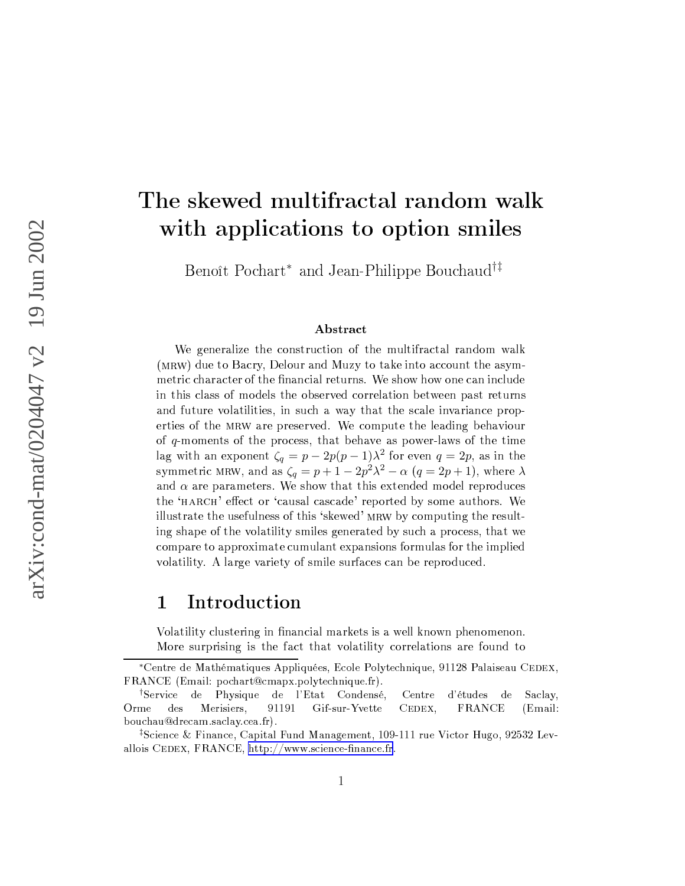# The skewed multifractal random walk with applications to option smiles

Benoît Pochart[*] and Jean-Philippe Bouchaud[†‡]

### Abstract

We generalize the construction of the multifractal random walk (MRW) due to Bacry, Delour and Muzy to take into account the asymmetric character of the financial returns. We show how one can include in this class of models the observed correlation between past returns and future volatilities, in such a way that the scale invariance properties of the MRW are preserved. We compute the leading behaviour of $q$-moments of the process, that behave as power-laws of the time lag with an exponent $\zeta_q = p - 2p(p-1)\lambda^2$ for even $q = 2p$, as in the symmetric MRW, and as $\zeta_q = p + 1 - 2p^2\lambda^2 - \alpha$ ($q = 2p + 1$), where $\lambda$ and $\alpha$ are parameters. We show that this extended model reproduces the 'HARCH' effect or 'causal cascade' reported by some authors. We illustrate the usefulness of this 'skewed' MRW by computing the resulting shape of the volatility smiles generated by such a process, that we compare to approximate cumulant expansions formulas for the implied volatility. A large variety of smile surfaces can be reproduced.

## 1 Introduction

Volatility clustering in financial markets is a well known phenomenon. More surprising is the fact that volatility correlations are found to

[*] Centre de Mathématiques Appliquées, Ecole Polytechnique, 91128 Palaiseau CEDEX, FRANCE (Email: pochart@cmapx.polytechnique.fr).

[†] Service de Physique de l'Etat Condensé, Centre d'études de Saclay, Orme des Merisiers, 91191 Gif-sur-Yvette CEDEX, FRANCE (Email: bouchau@drecam.saclay.cea.fr).

[‡] Science & Finance, Capital Fund Management, 109-111 rue Victor Hugo, 92532 Levallois CEDEX, FRANCE, http://www.science-finance.fr.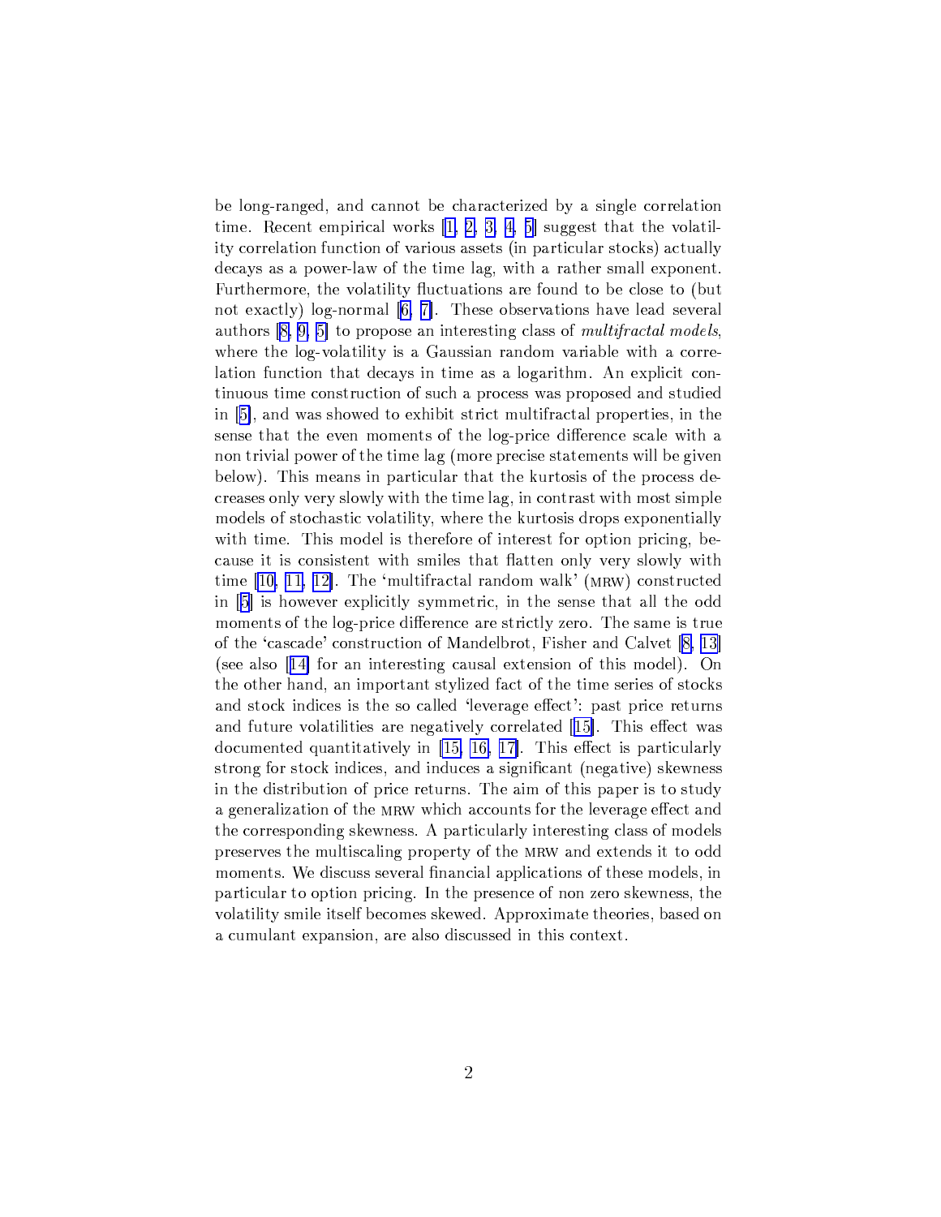be long-ranged, and cannot be characterized by a single correlation time. Recent empirical works [1, 2, 3, 4, 5] suggest that the volatility correlation function of various assets (in particular stocks) actually decays as a power-law of the time lag, with a rather small exponent. Furthermore, the volatility fluctuations are found to be close to (but not exactly) log-normal [6, 7]. These observations have lead several authors [8, 9, 5] to propose an interesting class of *multifractal models*, where the log-volatility is a Gaussian random variable with a correlation function that decays in time as a logarithm. An explicit continuous time construction of such a process was proposed and studied in [5], and was showed to exhibit strict multifractal properties, in the sense that the even moments of the log-price difference scale with a non trivial power of the time lag (more precise statements will be given below). This means in particular that the kurtosis of the process decreases only very slowly with the time lag, in contrast with most simple models of stochastic volatility, where the kurtosis drops exponentially with time. This model is therefore of interest for option pricing, because it is consistent with smiles that flatten only very slowly with time [10, 11, 12]. The 'multifractal random walk' (MRW) constructed in [5] is however explicitly symmetric, in the sense that all the odd moments of the log-price difference are strictly zero. The same is true of the 'cascade' construction of Mandelbrot, Fisher and Calvet [8, 13] (see also [14] for an interesting causal extension of this model). On the other hand, an important stylized fact of the time series of stocks and stock indices is the so called 'leverage effect': past price returns and future volatilities are negatively correlated [15]. This effect was documented quantitatively in [15, 16, 17]. This effect is particularly strong for stock indices, and induces a significant (negative) skewness in the distribution of price returns. The aim of this paper is to study a generalization of the MRW which accounts for the leverage effect and the corresponding skewness. A particularly interesting class of models preserves the multiscaling property of the MRW and extends it to odd moments. We discuss several financial applications of these models, in particular to option pricing. In the presence of non zero skewness, the volatility smile itself becomes skewed. Approximate theories, based on a cumulant expansion, are also discussed in this context.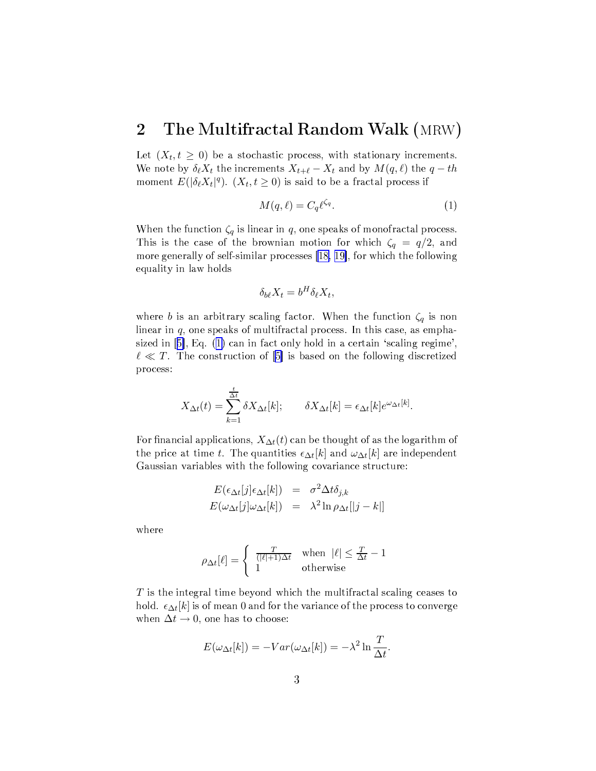## 2 The Multifractal Random Walk (MRW)

Let $(X_t, t \geq 0)$ be a stochastic process, with stationary increments. We note by $\delta_\ell X_t$ the increments $X_{t+\ell} - X_t$ and by $M(q, \ell)$ the $q-th$ moment $E(|\delta_\ell X_t|^q)$. $(X_t, t \geq 0)$ is said to be a fractal process if

$$M(q, \ell) = C_q \ell^{\zeta_q}. \tag{1}$$

When the function $\zeta_q$ is linear in $q$, one speaks of monofractal process. This is the case of the brownian motion for which $\zeta_q = q/2$, and more generally of self-similar processes [18, 19], for which the following equality in law holds

$$\delta_{b\ell} X_t = b^H \delta_\ell X_t,$$

where $b$ is an arbitrary scaling factor. When the function $\zeta_q$ is non linear in $q$, one speaks of multifractal process. In this case, as emphasized in [5], Eq. (1) can in fact only hold in a certain 'scaling regime', $\ell \ll T$. The construction of [5] is based on the following discretized process:

$$X_{\Delta t}(t) = \sum_{k=1}^{\frac{t}{\Delta t}} \delta X_{\Delta t}[k]; \qquad \delta X_{\Delta t}[k] = \epsilon_{\Delta t}[k] e^{\omega_{\Delta t}[k]}.$$

For financial applications, $X_{\Delta t}(t)$ can be thought of as the logarithm of the price at time $t$. The quantities $\epsilon_{\Delta t}[k]$ and $\omega_{\Delta t}[k]$ are independent Gaussian variables with the following covariance structure:

$$\begin{aligned} E(\epsilon_{\Delta t}[j]\epsilon_{\Delta t}[k]) &= \sigma^2 \Delta t \delta_{j,k} \\ E(\omega_{\Delta t}[j]\omega_{\Delta t}[k]) &= \lambda^2 \ln \rho_{\Delta t}[|j-k|] \end{aligned}$$

where

$$\rho_{\Delta t}[\ell] = \begin{cases} \frac{T}{(|\ell|+1)\Delta t} & \text{when } |\ell| \leq \frac{T}{\Delta t} - 1 \\ 1 & \text{otherwise} \end{cases}$$

$T$ is the integral time beyond which the multifractal scaling ceases to hold. $\epsilon_{\Delta t}[k]$ is of mean 0 and for the variance of the process to converge when $\Delta t \to 0$, one has to choose:

$$E(\omega_{\Delta t}[k]) = -Var(\omega_{\Delta t}[k]) = -\lambda^2 \ln \frac{T}{\Delta t}.$$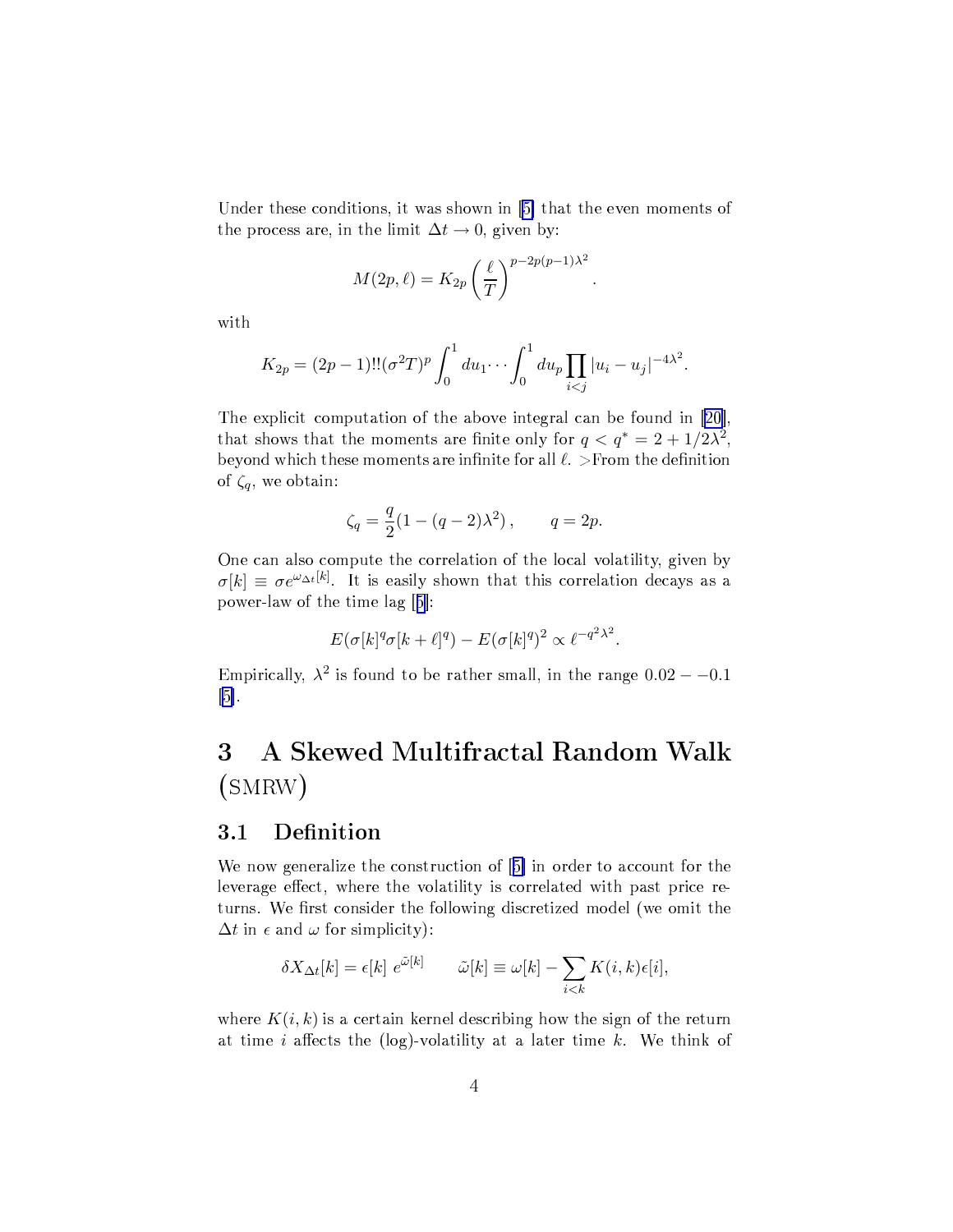Under these conditions, it was shown in [5] that the even moments of the process are, in the limit $\Delta t \to 0$, given by:

$$M(2p, \ell) = K_{2p} \left(\frac{\ell}{T}\right)^{p-2p(p-1)\lambda^2}.$$

with

$$K_{2p} = (2p-1)!!(\sigma^2 T)^p \int_0^1 du_1 \cdots \int_0^1 du_p \prod_{i<j} |u_i - u_j|^{-4\lambda^2}.$$

The explicit computation of the above integral can be found in [20], that shows that the moments are finite only for $q < q^* = 2 + 1/2\lambda^2$, beyond which these moments are infinite for all $\ell$. >From the definition of $\zeta_q$, we obtain:

$$\zeta_q = \frac{q}{2}(1 - (q-2)\lambda^2), \qquad q = 2p.$$

One can also compute the correlation of the local volatility, given by $\sigma[k] \equiv \sigma e^{\omega_{\Delta t}[k]}$. It is easily shown that this correlation decays as a power-law of the time lag [5]:

$$E(\sigma[k]^q \sigma[k+\ell]^q) - E(\sigma[k]^q)^2 \propto \ell^{-q^2\lambda^2}.$$

Empirically, $\lambda^2$ is found to be rather small, in the range $0.02 - -0.1$ [5].

# 3 A Skewed Multifractal Random Walk (SMRW)

## 3.1 Definition

We now generalize the construction of [5] in order to account for the leverage effect, where the volatility is correlated with past price returns. We first consider the following discretized model (we omit the $\Delta t$ in $\epsilon$ and $\omega$ for simplicity):

$$\delta X_{\Delta t}[k] = \epsilon[k]\ e^{\tilde{\omega}[k]} \qquad \tilde{\omega}[k] \equiv \omega[k] - \sum_{i<k} K(i,k)\epsilon[i],$$

where $K(i,k)$ is a certain kernel describing how the sign of the return at time $i$ affects the (log)-volatility at a later time $k$. We think of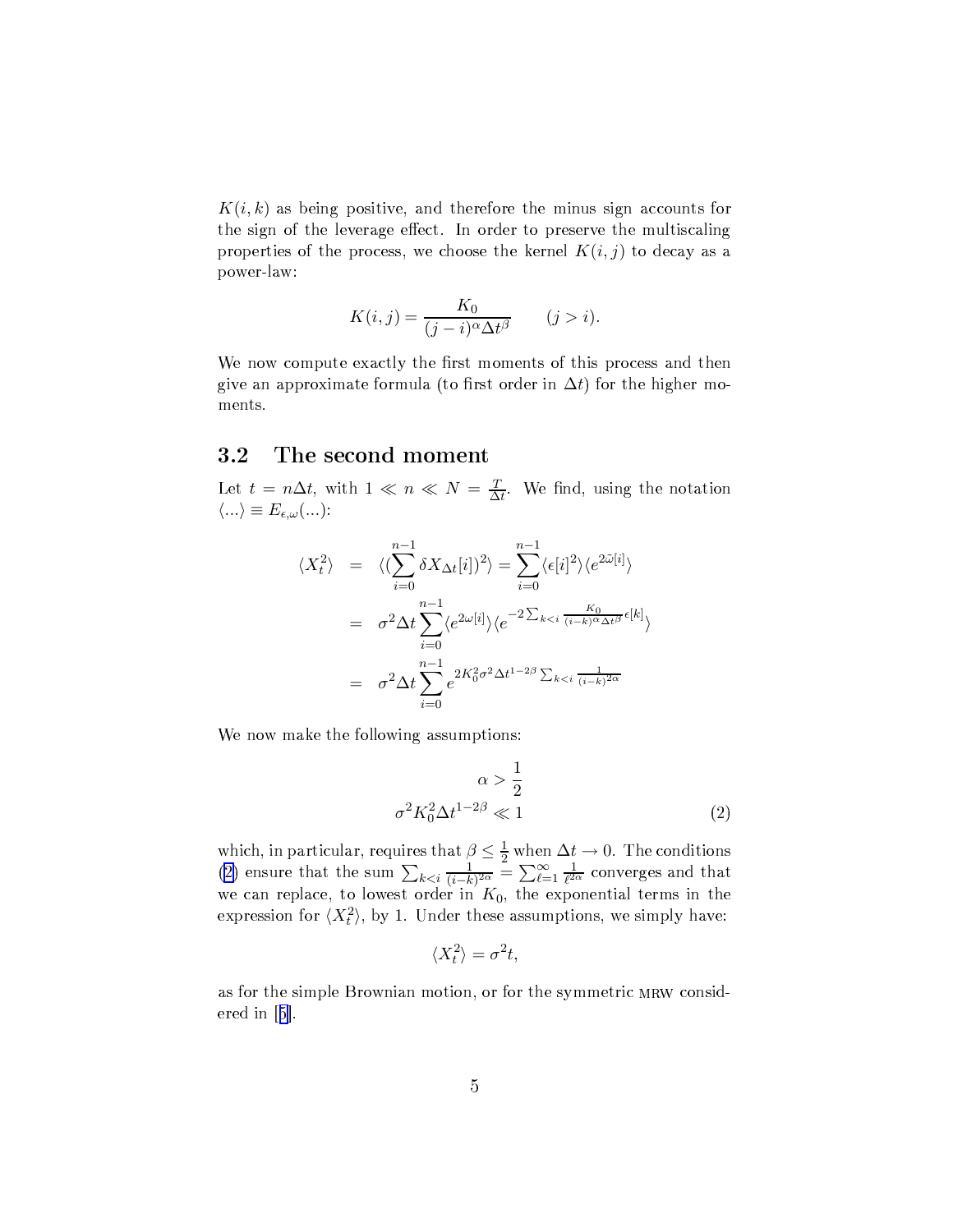$K(i,k)$ as being positive, and therefore the minus sign accounts for the sign of the leverage effect. In order to preserve the multiscaling properties of the process, we choose the kernel $K(i,j)$ to decay as a power-law:

$$K(i,j) = \frac{K_0}{(j-i)^{\alpha} \Delta t^{\beta}} \qquad (j > i).$$

We now compute exactly the first moments of this process and then give an approximate formula (to first order in $\Delta t$) for the higher moments.

## 3.2 The second moment

Let $t = n\Delta t$, with $1 \ll n \ll N = \frac{T}{\Delta t}$. We find, using the notation $\langle ... \rangle \equiv E_{\epsilon,\omega}(...)$:

$$\begin{aligned}
\langle X_t^2 \rangle &= \langle (\sum_{i=0}^{n-1} \delta X_{\Delta t}[i])^2 \rangle = \sum_{i=0}^{n-1} \langle \epsilon[i]^2 \rangle \langle e^{2\tilde{\omega}[i]} \rangle \\
&= \sigma^2 \Delta t \sum_{i=0}^{n-1} \langle e^{2\omega[i]} \rangle \langle e^{-2\sum_{k<i} \frac{K_0}{(i-k)^{\alpha} \Delta t^{\beta}} \epsilon[k]} \rangle \\
&= \sigma^2 \Delta t \sum_{i=0}^{n-1} e^{2K_0^2 \sigma^2 \Delta t^{1-2\beta} \sum_{k<i} \frac{1}{(i-k)^{2\alpha}}}
\end{aligned}$$

We now make the following assumptions:

$$\begin{aligned}
\alpha &> \frac{1}{2} \\
\sigma^2 K_0^2 \Delta t^{1-2\beta} &\ll 1
\end{aligned} \tag{2}$$

which, in particular, requires that $\beta \leq \frac{1}{2}$ when $\Delta t \to 0$. The conditions (2) ensure that the sum $\sum_{k<i} \frac{1}{(i-k)^{2\alpha}} = \sum_{\ell=1}^{\infty} \frac{1}{\ell^{2\alpha}}$ converges and that we can replace, to lowest order in $K_0$, the exponential terms in the expression for $\langle X_t^2 \rangle$, by 1. Under these assumptions, we simply have:

$$\langle X_t^2 \rangle = \sigma^2 t,$$

as for the simple Brownian motion, or for the symmetric MRW considered in [5].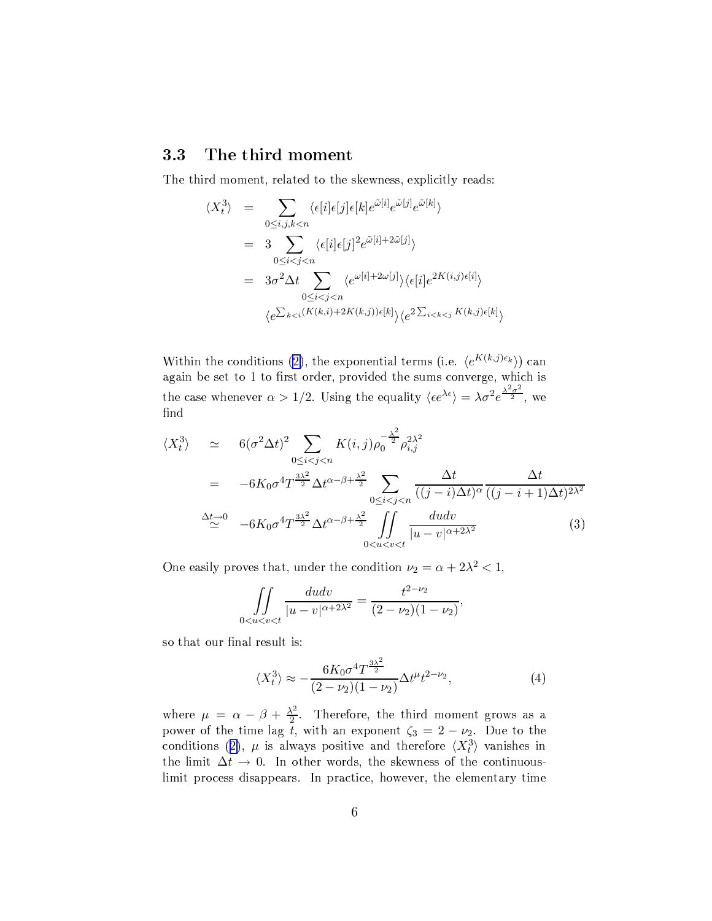## 3.3 The third moment

The third moment, related to the skewness, explicitly reads:

$$
\begin{aligned}
\langle X_t^3 \rangle &= \sum_{0\le i,j,k<n} \langle \epsilon[i]\epsilon[j]\epsilon[k] e^{\tilde{\omega}[i]} e^{\tilde{\omega}[j]} e^{\tilde{\omega}[k]} \rangle \\
&= 3 \sum_{0\le i<j<n} \langle \epsilon[i]\epsilon[j]^2 e^{\tilde{\omega}[i]+2\tilde{\omega}[j]} \rangle \\
&= 3\sigma^2 \Delta t \sum_{0\le i<j<n} \langle e^{\omega[i]+2\omega[j]} \rangle \langle \epsilon[i] e^{2K(i,j)\epsilon[i]} \rangle \\
&\quad \langle e^{\sum_{k<i}(K(k,i)+2K(k,j))\epsilon[k]} \rangle \langle e^{2\sum_{i<k<j} K(k,j)\epsilon[k]} \rangle
\end{aligned}
$$

Within the conditions (2), the exponential terms (i.e. $\langle e^{K(k,j)\epsilon_k} \rangle$) can again be set to 1 to first order, provided the sums converge, which is the case whenever $\alpha > 1/2$. Using the equality $\langle \epsilon e^{\lambda \epsilon} \rangle = \lambda \sigma^2 e^{\frac{\lambda^2 \sigma^2}{2}}$, we find

$$
\begin{aligned}
\langle X_t^3 \rangle &\simeq 6(\sigma^2 \Delta t)^2 \sum_{0\le i<j<n} K(i,j) \rho_0^{-\frac{\lambda^2}{2}} \rho_{i,j}^{2\lambda^2} \\
&= -6K_0\sigma^4 T^{\frac{3\lambda^2}{2}} \Delta t^{\alpha-\beta+\frac{\lambda^2}{2}} \sum_{0\le i<j<n} \frac{\Delta t}{((j-i)\Delta t)^{\alpha}} \frac{\Delta t}{((j-i+1)\Delta t)^{2\lambda^2}} \\
&\overset{\Delta t \to 0}{\simeq} -6K_0\sigma^4 T^{\frac{3\lambda^2}{2}} \Delta t^{\alpha-\beta+\frac{\lambda^2}{2}} \iint\limits_{0<u<v<t} \frac{du dv}{|u-v|^{\alpha+2\lambda^2}} \qquad (3)
\end{aligned}
$$

One easily proves that, under the condition $\nu_2 = \alpha + 2\lambda^2 < 1$,

$$
\iint\limits_{0<u<v<t} \frac{du dv}{|u-v|^{\alpha+2\lambda^2}} = \frac{t^{2-\nu_2}}{(2-\nu_2)(1-\nu_2)},
$$

so that our final result is:

$$
\langle X_t^3 \rangle \approx -\frac{6K_0\sigma^4 T^{\frac{3\lambda^2}{2}}}{(2-\nu_2)(1-\nu_2)} \Delta t^{\mu} t^{2-\nu_2}, \qquad (4)
$$

where $\mu = \alpha - \beta + \frac{\lambda^2}{2}$. Therefore, the third moment grows as a power of the time lag $t$, with an exponent $\zeta_3 = 2 - \nu_2$. Due to the conditions (2), $\mu$ is always positive and therefore $\langle X_t^3 \rangle$ vanishes in the limit $\Delta t \to 0$. In other words, the skewness of the continuous-limit process disappears. In practice, however, the elementary time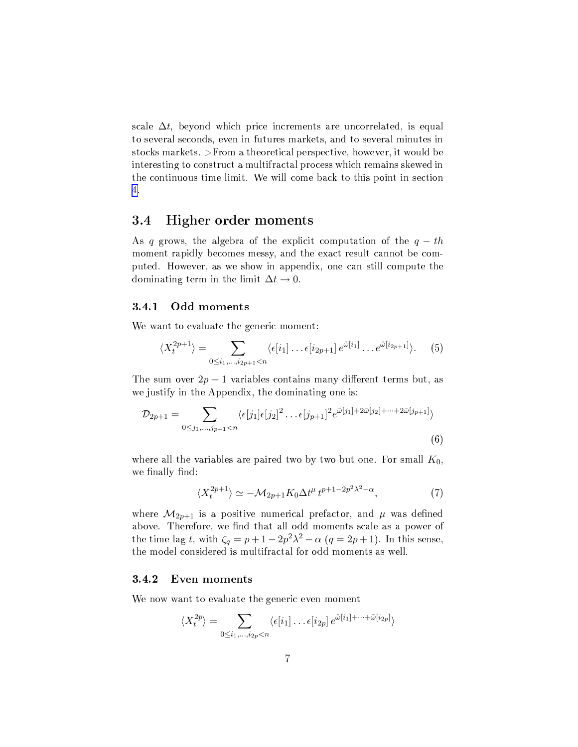scale $\Delta t$, beyond which price increments are uncorrelated, is equal to several seconds, even in futures markets, and to several minutes in stocks markets. >From a theoretical perspective, however, it would be interesting to construct a multifractal process which remains skewed in the continuous time limit. We will come back to this point in section 4.

## 3.4 Higher order moments

As $q$ grows, the algebra of the explicit computation of the $q-th$ moment rapidly becomes messy, and the exact result cannot be computed. However, as we show in appendix, one can still compute the dominating term in the limit $\Delta t \to 0$.

### 3.4.1 Odd moments

We want to evaluate the generic moment:

$$\langle X_t^{2p+1} \rangle = \sum_{0 \leq i_1, \ldots, i_{2p+1} < n} \langle \epsilon[i_1] \ldots \epsilon[i_{2p+1}] \, e^{\tilde{\omega}[i_1]} \ldots e^{\tilde{\omega}[i_{2p+1}]} \rangle. \quad (5)$$

The sum over $2p+1$ variables contains many different terms but, as we justify in the Appendix, the dominating one is:

$$\mathcal{D}_{2p+1} = \sum_{0 \leq j_1, \ldots, j_{p+1} < n} \langle \epsilon[j_1] \epsilon[j_2]^2 \ldots \epsilon[j_{p+1}]^2 e^{\tilde{\omega}[j_1] + 2\tilde{\omega}[j_2] + \cdots + 2\tilde{\omega}[j_{p+1}]} \rangle \quad (6)$$

where all the variables are paired two by two but one. For small $K_0$, we finally find:

$$\langle X_t^{2p+1} \rangle \simeq -\mathcal{M}_{2p+1} K_0 \Delta t^{\mu} \, t^{p+1-2p^2\lambda^2-\alpha}, \quad (7)$$

where $\mathcal{M}_{2p+1}$ is a positive numerical prefactor, and $\mu$ was defined above. Therefore, we find that all odd moments scale as a power of the time lag $t$, with $\zeta_q = p+1-2p^2\lambda^2-\alpha$ ($q = 2p+1$). In this sense, the model considered is multifractal for odd moments as well.

### 3.4.2 Even moments

We now want to evaluate the generic even moment

$$\langle X_t^{2p} \rangle = \sum_{0 \leq i_1, \ldots, i_{2p} < n} \langle \epsilon[i_1] \ldots \epsilon[i_{2p}] \, e^{\tilde{\omega}[i_1] + \cdots + \tilde{\omega}[i_{2p}]} \rangle$$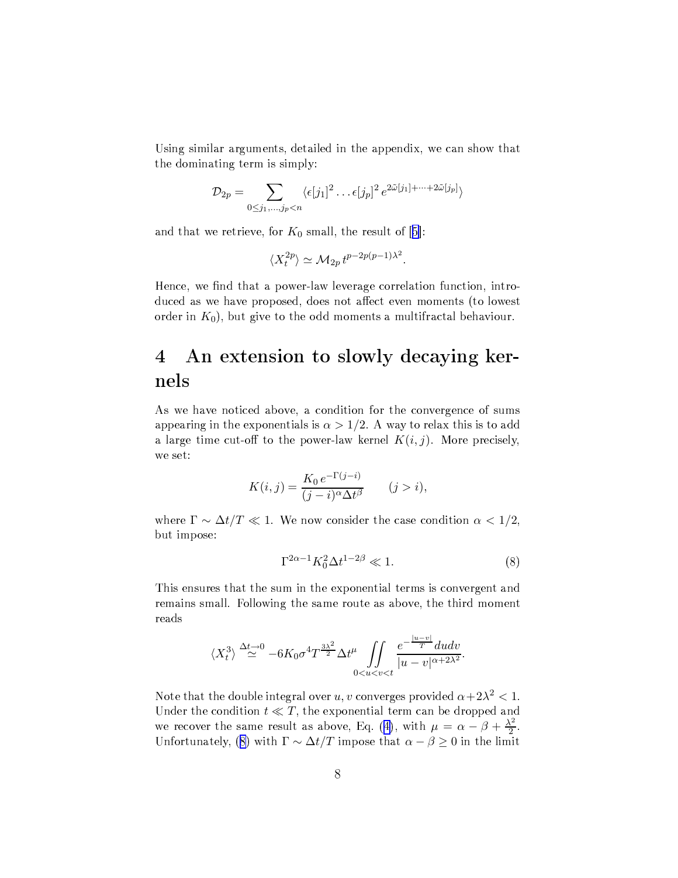Using similar arguments, detailed in the appendix, we can show that the dominating term is simply:

$$\mathcal{D}_{2p} = \sum_{0 \le j_1, \ldots, j_p < n} \langle \epsilon[j_1]^2 \ldots \epsilon[j_p]^2 \, e^{2\tilde{\omega}[j_1] + \cdots + 2\tilde{\omega}[j_p]} \rangle$$

and that we retrieve, for $K_0$ small, the result of [5]:

$$\langle X_t^{2p} \rangle \simeq \mathcal{M}_{2p} \, t^{p - 2p(p-1)\lambda^2}.$$

Hence, we find that a power-law leverage correlation function, introduced as we have proposed, does not affect even moments (to lowest order in $K_0$), but give to the odd moments a multifractal behaviour.

# 4 An extension to slowly decaying kernels

As we have noticed above, a condition for the convergence of sums appearing in the exponentials is $\alpha > 1/2$. A way to relax this is to add a large time cut-off to the power-law kernel $K(i,j)$. More precisely, we set:

$$K(i,j) = \frac{K_0 \, e^{-\Gamma(j-i)}}{(j-i)^{\alpha} \Delta t^{\beta}} \qquad (j > i),$$

where $\Gamma \sim \Delta t / T \ll 1$. We now consider the case condition $\alpha < 1/2$, but impose:

$$\Gamma^{2\alpha - 1} K_0^2 \Delta t^{1 - 2\beta} \ll 1. \tag{8}$$

This ensures that the sum in the exponential terms is convergent and remains small. Following the same route as above, the third moment reads

$$\langle X_t^3 \rangle \overset{\Delta t \to 0}{\simeq} -6 K_0 \sigma^4 T^{\frac{3\lambda^2}{2}} \Delta t^{\mu} \iint_{0<u<v<t} \frac{e^{-\frac{|u-v|}{T}} du dv}{|u - v|^{\alpha + 2\lambda^2}}.$$

Note that the double integral over $u, v$ converges provided $\alpha + 2\lambda^2 < 1$. Under the condition $t \ll T$, the exponential term can be dropped and we recover the same result as above, Eq. (4), with $\mu = \alpha - \beta + \frac{\lambda^2}{2}$. Unfortunately, (8) with $\Gamma \sim \Delta t / T$ impose that $\alpha - \beta \ge 0$ in the limit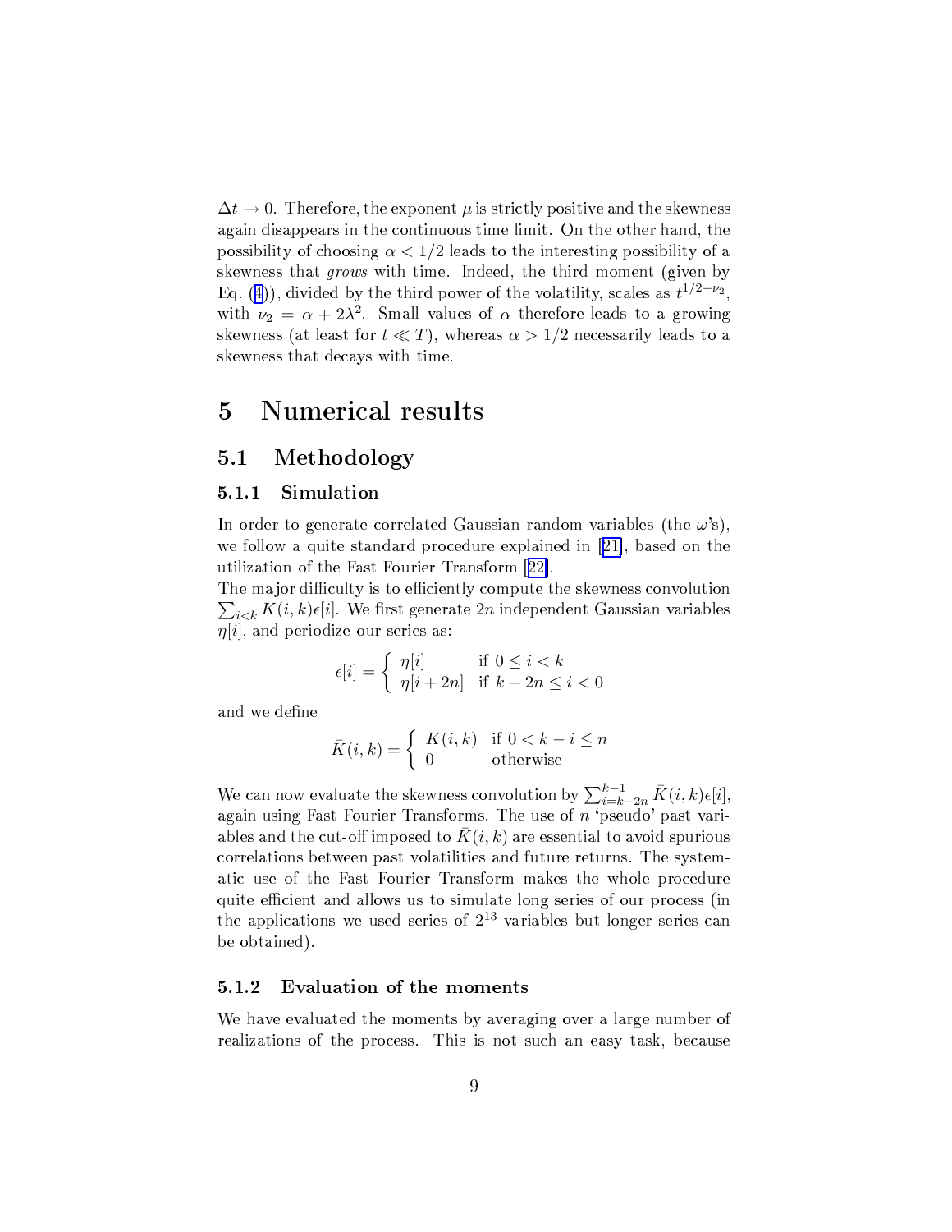$\Delta t \to 0$. Therefore, the exponent $\mu$ is strictly positive and the skewness again disappears in the continuous time limit. On the other hand, the possibility of choosing $\alpha < 1/2$ leads to the interesting possibility of a skewness that *grows* with time. Indeed, the third moment (given by Eq. (4)), divided by the third power of the volatility, scales as $t^{1/2-\nu_2}$, with $\nu_2 = \alpha + 2\lambda^2$. Small values of $\alpha$ therefore leads to a growing skewness (at least for $t \ll T$), whereas $\alpha > 1/2$ necessarily leads to a skewness that decays with time.

# 5 Numerical results

## 5.1 Methodology

### 5.1.1 Simulation

In order to generate correlated Gaussian random variables (the $\omega$'s), we follow a quite standard procedure explained in [21], based on the utilization of the Fast Fourier Transform [22].

The major difficulty is to efficiently compute the skewness convolution $\sum_{i<k} K(i,k)\epsilon[i]$. We first generate $2n$ independent Gaussian variables $\eta[i]$, and periodize our series as:

$$\epsilon[i] = \begin{cases} \eta[i] & \text{if } 0 \le i < k \\ \eta[i+2n] & \text{if } k-2n \le i < 0 \end{cases}$$

and we define

$$\bar{K}(i,k) = \begin{cases} K(i,k) & \text{if } 0 < k-i \le n \\ 0 & \text{otherwise} \end{cases}$$

We can now evaluate the skewness convolution by $\sum_{i=k-2n}^{k-1} \bar{K}(i,k)\epsilon[i]$, again using Fast Fourier Transforms. The use of $n$ 'pseudo' past variables and the cut-off imposed to $\bar{K}(i,k)$ are essential to avoid spurious correlations between past volatilities and future returns. The systematic use of the Fast Fourier Transform makes the whole procedure quite efficient and allows us to simulate long series of our process (in the applications we used series of $2^{13}$ variables but longer series can be obtained).

### 5.1.2 Evaluation of the moments

We have evaluated the moments by averaging over a large number of realizations of the process. This is not such an easy task, because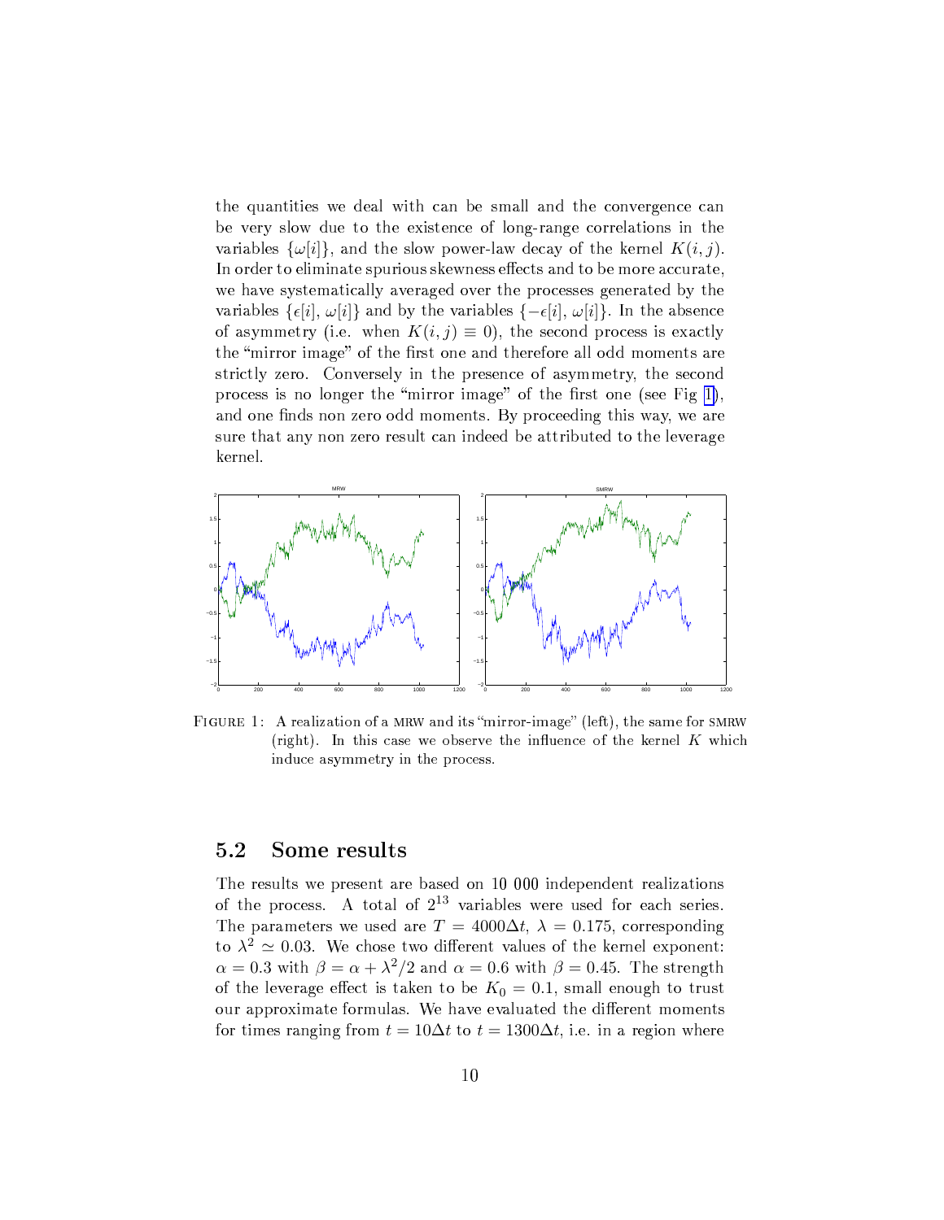the quantities we deal with can be small and the convergence can be very slow due to the existence of long-range correlations in the variables $\{\omega[i]\}$, and the slow power-law decay of the kernel $K(i,j)$. In order to eliminate spurious skewness effects and to be more accurate, we have systematically averaged over the processes generated by the variables $\{\epsilon[i], \omega[i]\}$ and by the variables $\{-\epsilon[i], \omega[i]\}$. In the absence of asymmetry (i.e. when $K(i,j) \equiv 0$), the second process is exactly the "mirror image" of the first one and therefore all odd moments are strictly zero. Conversely in the presence of asymmetry, the second process is no longer the "mirror image" of the first one (see Fig 1), and one finds non zero odd moments. By proceeding this way, we are sure that any non zero result can indeed be attributed to the leverage kernel.

FIGURE 1: A realization of a MRW and its "mirror-image" (left), the same for SMRW (right). In this case we observe the influence of the kernel $K$ which induce asymmetry in the process.

## 5.2 Some results

The results we present are based on 10 000 independent realizations of the process. A total of $2^{13}$ variables were used for each series. The parameters we used are $T = 4000\Delta t$, $\lambda = 0.175$, corresponding to $\lambda^2 \simeq 0.03$. We chose two different values of the kernel exponent: $\alpha = 0.3$ with $\beta = \alpha + \lambda^2/2$ and $\alpha = 0.6$ with $\beta = 0.45$. The strength of the leverage effect is taken to be $K_0 = 0.1$, small enough to trust our approximate formulas. We have evaluated the different moments for times ranging from $t = 10\Delta t$ to $t = 1300\Delta t$, i.e. in a region where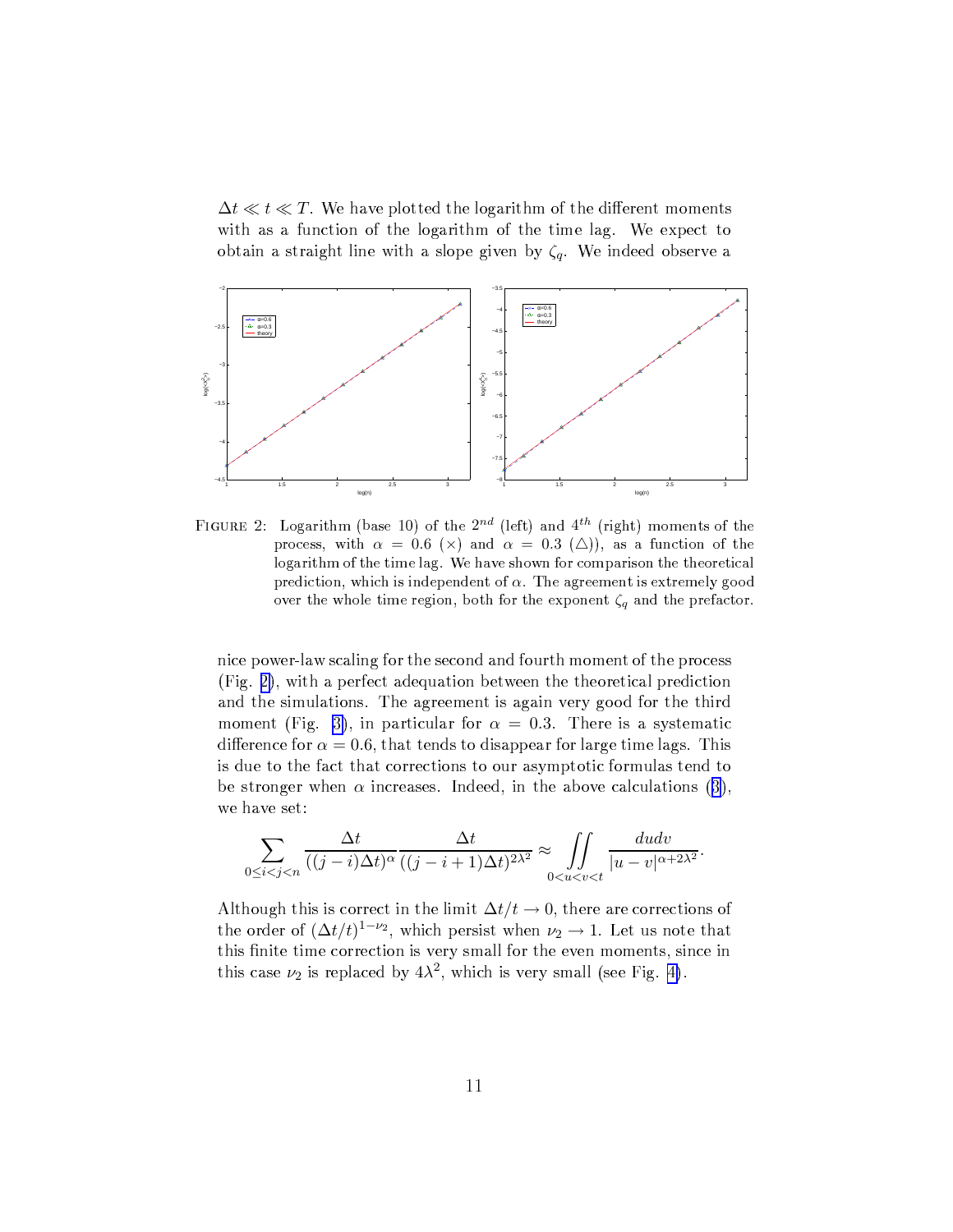$\Delta t \ll t \ll T$. We have plotted the logarithm of the different moments with as a function of the logarithm of the time lag. We expect to obtain a straight line with a slope given by $\zeta_q$. We indeed observe a

FIGURE 2: Logarithm (base 10) of the $2^{nd}$ (left) and $4^{th}$ (right) moments of the process, with $\alpha = 0.6$ ($\times$) and $\alpha = 0.3$ ($\triangle$)), as a function of the logarithm of the time lag. We have shown for comparison the theoretical prediction, which is independent of $\alpha$. The agreement is extremely good over the whole time region, both for the exponent $\zeta_q$ and the prefactor.

nice power-law scaling for the second and fourth moment of the process (Fig. 2), with a perfect adequation between the theoretical prediction and the simulations. The agreement is again very good for the third moment (Fig. 3), in particular for $\alpha = 0.3$. There is a systematic difference for $\alpha = 0.6$, that tends to disappear for large time lags. This is due to the fact that corrections to our asymptotic formulas tend to be stronger when $\alpha$ increases. Indeed, in the above calculations (3), we have set:

$$\sum_{0 \le i < j < n} \frac{\Delta t}{((j-i)\Delta t)^{\alpha}} \frac{\Delta t}{((j-i+1)\Delta t)^{2\lambda^2}} \approx \iint_{0<u<v<t} \frac{du dv}{|u-v|^{\alpha+2\lambda^2}}.$$

Although this is correct in the limit $\Delta t/t \to 0$, there are corrections of the order of $(\Delta t/t)^{1-\nu_2}$, which persist when $\nu_2 \to 1$. Let us note that this finite time correction is very small for the even moments, since in this case $\nu_2$ is replaced by $4\lambda^2$, which is very small (see Fig. 4).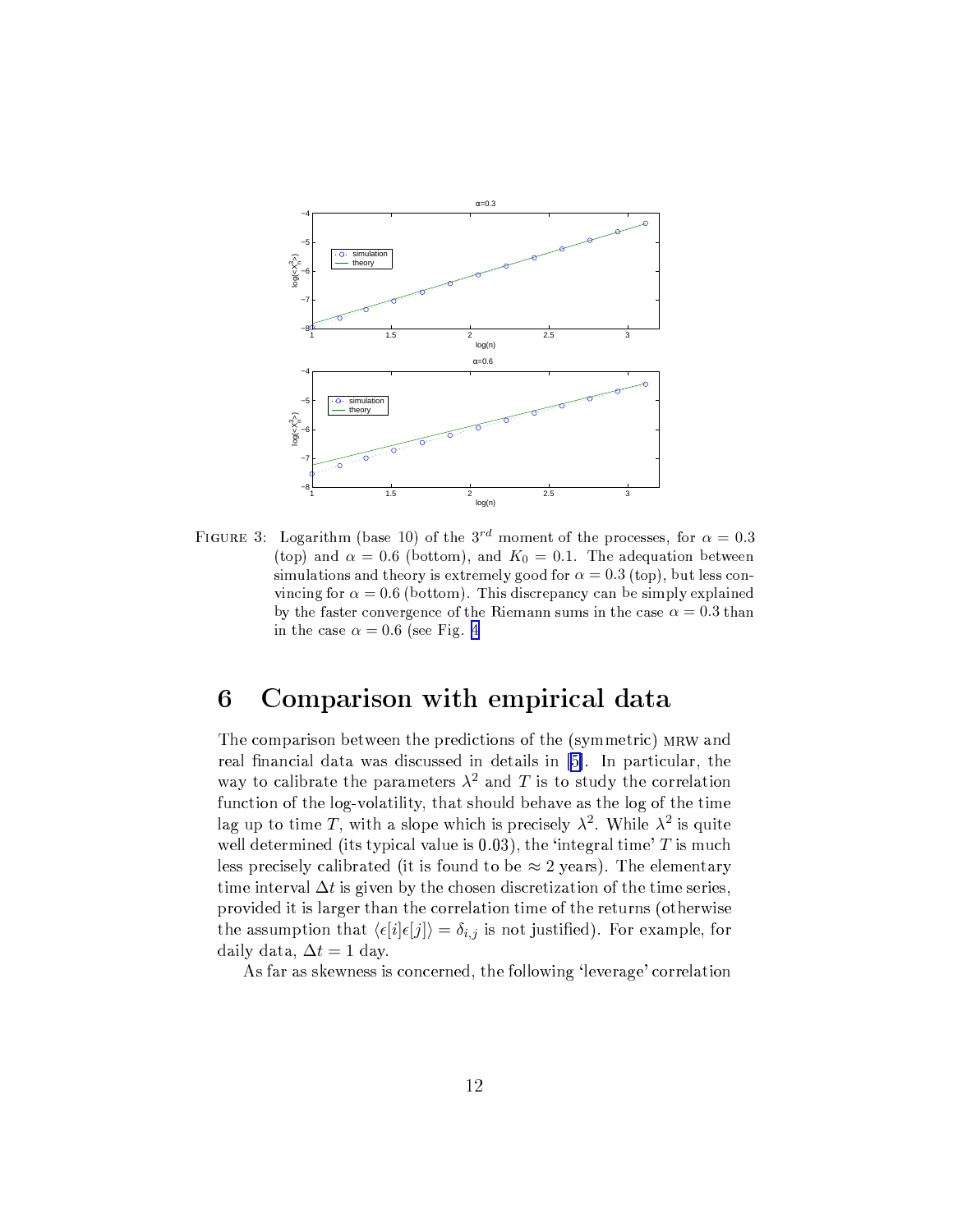FIGURE 3: Logarithm (base 10) of the $3^{rd}$ moment of the processes, for $\alpha = 0.3$ (top) and $\alpha = 0.6$ (bottom), and $K_0 = 0.1$. The adequation between simulations and theory is extremely good for $\alpha = 0.3$ (top), but less convincing for $\alpha = 0.6$ (bottom). This discrepancy can be simply explained by the faster convergence of the Riemann sums in the case $\alpha = 0.3$ than in the case $\alpha = 0.6$ (see Fig. 4

# 6 Comparison with empirical data

The comparison between the predictions of the (symmetric) MRW and real financial data was discussed in details in [5]. In particular, the way to calibrate the parameters $\lambda^2$ and $T$ is to study the correlation function of the log-volatility, that should behave as the log of the time lag up to time $T$, with a slope which is precisely $\lambda^2$. While $\lambda^2$ is quite well determined (its typical value is 0.03), the 'integral time' $T$ is much less precisely calibrated (it is found to be $\approx 2$ years). The elementary time interval $\Delta t$ is given by the chosen discretization of the time series, provided it is larger than the correlation time of the returns (otherwise the assumption that $\langle \epsilon[i]\epsilon[j]\rangle = \delta_{i,j}$ is not justified). For example, for daily data, $\Delta t = 1$ day.

As far as skewness is concerned, the following 'leverage' correlation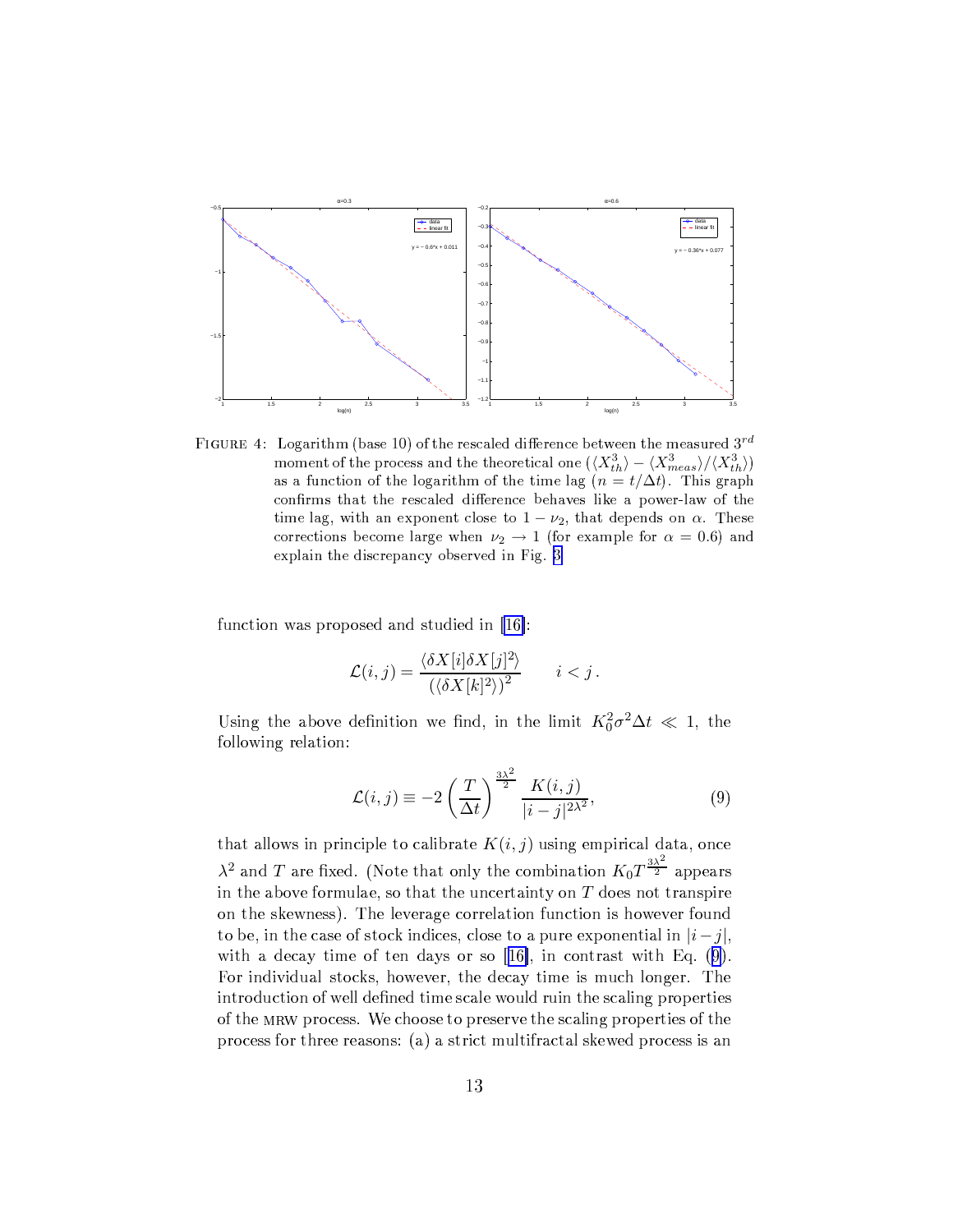FIGURE 4: Logarithm (base 10) of the rescaled difference between the measured $3^{rd}$ moment of the process and the theoretical one $(\langle X_{th}^3 \rangle - \langle X_{meas}^3 \rangle / \langle X_{th}^3 \rangle)$ as a function of the logarithm of the time lag ($n = t/\Delta t$). This graph confirms that the rescaled difference behaves like a power-law of the time lag, with an exponent close to $1 - \nu_2$, that depends on $\alpha$. These corrections become large when $\nu_2 \to 1$ (for example for $\alpha = 0.6$) and explain the discrepancy observed in Fig. 3

function was proposed and studied in [16]:

$$\mathcal{L}(i,j) = \frac{\langle \delta X[i] \delta X[j]^2 \rangle}{\left(\langle \delta X[k]^2 \rangle\right)^2} \qquad i < j \,.$$

Using the above definition we find, in the limit $K_0^2 \sigma^2 \Delta t \ll 1$, the following relation:

$$\mathcal{L}(i,j) \equiv -2 \left(\frac{T}{\Delta t}\right)^{\frac{3\lambda^2}{2}} \frac{K(i,j)}{|i-j|^{2\lambda^2}}, \tag{9}$$

that allows in principle to calibrate $K(i,j)$ using empirical data, once $\lambda^2$ and $T$ are fixed. (Note that only the combination $K_0 T^{\frac{3\lambda^2}{2}}$ appears in the above formulae, so that the uncertainty on $T$ does not transpire on the skewness). The leverage correlation function is however found to be, in the case of stock indices, close to a pure exponential in $|i-j|$, with a decay time of ten days or so [16], in contrast with Eq. (9). For individual stocks, however, the decay time is much longer. The introduction of well defined time scale would ruin the scaling properties of the MRW process. We choose to preserve the scaling properties of the process for three reasons: (a) a strict multifractal skewed process is an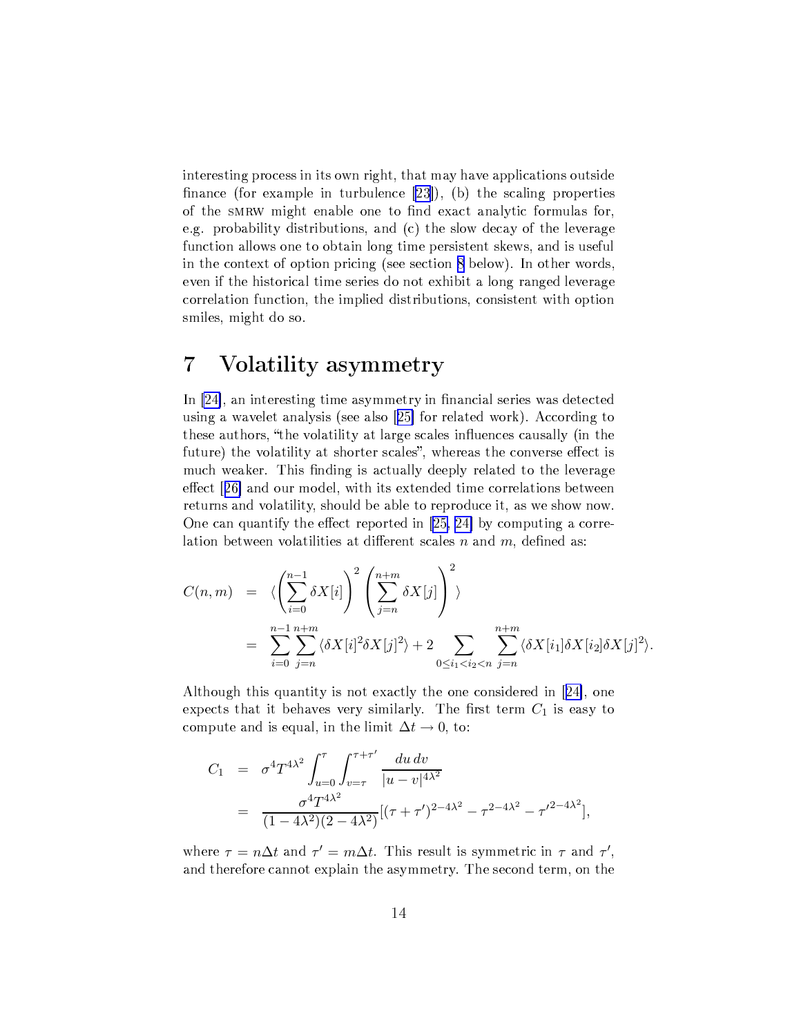interesting process in its own right, that may have applications outside finance (for example in turbulence [23]), (b) the scaling properties of the SMRW might enable one to find exact analytic formulas for, e.g. probability distributions, and (c) the slow decay of the leverage function allows one to obtain long time persistent skews, and is useful in the context of option pricing (see section 8 below). In other words, even if the historical time series do not exhibit a long ranged leverage correlation function, the implied distributions, consistent with option smiles, might do so.

# 7 Volatility asymmetry

In [24], an interesting time asymmetry in financial series was detected using a wavelet analysis (see also [25] for related work). According to these authors, "the volatility at large scales influences causally (in the future) the volatility at shorter scales", whereas the converse effect is much weaker. This finding is actually deeply related to the leverage effect [26] and our model, with its extended time correlations between returns and volatility, should be able to reproduce it, as we show now. One can quantify the effect reported in [25, 24] by computing a correlation between volatilities at different scales $n$ and $m$, defined as:

$$
\begin{aligned}
C(n,m) &= \langle \left(\sum_{i=0}^{n-1} \delta X[i]\right)^2 \left(\sum_{j=n}^{n+m} \delta X[j]\right)^2 \rangle \\
&= \sum_{i=0}^{n-1}\sum_{j=n}^{n+m} \langle \delta X[i]^2 \delta X[j]^2 \rangle + 2 \sum_{0\leq i_1 < i_2 < n} \sum_{j=n}^{n+m} \langle \delta X[i_1]\delta X[i_2] \delta X[j]^2 \rangle .
\end{aligned}
$$

Although this quantity is not exactly the one considered in [24], one expects that it behaves very similarly. The first term $C_1$ is easy to compute and is equal, in the limit $\Delta t \to 0$, to:

$$
\begin{aligned}
C_1 &= \sigma^4 T^{4\lambda^2} \int_{u=0}^{\tau} \int_{v=\tau}^{\tau+\tau'} \frac{du\, dv}{|u-v|^{4\lambda^2}} \\
&= \frac{\sigma^4 T^{4\lambda^2}}{(1-4\lambda^2)(2-4\lambda^2)} [(\tau+\tau')^{2-4\lambda^2} - \tau^{2-4\lambda^2} - \tau'^{2-4\lambda^2}],
\end{aligned}
$$

where $\tau = n\Delta t$ and $\tau' = m\Delta t$. This result is symmetric in $\tau$ and $\tau'$, and therefore cannot explain the asymmetry. The second term, on the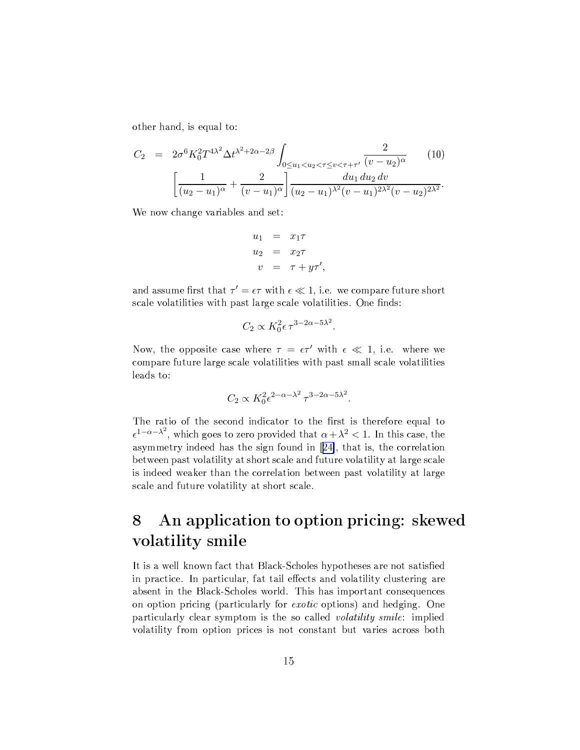other hand, is equal to:

$$
\begin{aligned}
C_2 &= 2\sigma^6 K_0^2 T^{4\lambda^2} \Delta t^{\lambda^2+2\alpha-2\beta} \int_{0 \le u_1 < u_2 < \tau \le v < \tau+\tau'} \frac{2}{(v-u_2)^\alpha} \qquad (10) \\
&\left[ \frac{1}{(u_2-u_1)^\alpha} + \frac{2}{(v-u_1)^\alpha} \right] \frac{du_1\, du_2\, dv}{(u_2-u_1)^{\lambda^2}(v-u_1)^{2\lambda^2}(v-u_2)^{2\lambda^2}}.
\end{aligned}
$$

We now change variables and set:

$$
\begin{aligned}
u_1 &= x_1 \tau \\
u_2 &= x_2 \tau \\
v &= \tau + y\tau',
\end{aligned}
$$

and assume first that $\tau' = \epsilon \tau$ with $\epsilon \ll 1$, i.e. we compare future short scale volatilities with past large scale volatilities. One finds:

$$
C_2 \propto K_0^2 \epsilon \, \tau^{3-2\alpha-5\lambda^2}.
$$

Now, the opposite case where $\tau = \epsilon \tau'$ with $\epsilon \ll 1$, i.e. where we compare future large scale volatilities with past small scale volatilities leads to:

$$
C_2 \propto K_0^2 \epsilon^{2-\alpha-\lambda^2} \, \tau^{3-2\alpha-5\lambda^2}.
$$

The ratio of the second indicator to the first is therefore equal to $\epsilon^{1-\alpha-\lambda^2}$, which goes to zero provided that $\alpha + \lambda^2 < 1$. In this case, the asymmetry indeed has the sign found in [24], that is, the correlation between past volatility at short scale and future volatility at large scale is indeed weaker than the correlation between past volatility at large scale and future volatility at short scale.

# 8 An application to option pricing: skewed volatility smile

It is a well known fact that Black-Scholes hypotheses are not satisfied in practice. In particular, fat tail effects and volatility clustering are absent in the Black-Scholes world. This has important consequences on option pricing (particularly for *exotic* options) and hedging. One particularly clear symptom is the so called *volatility smile*: implied volatility from option prices is not constant but varies across both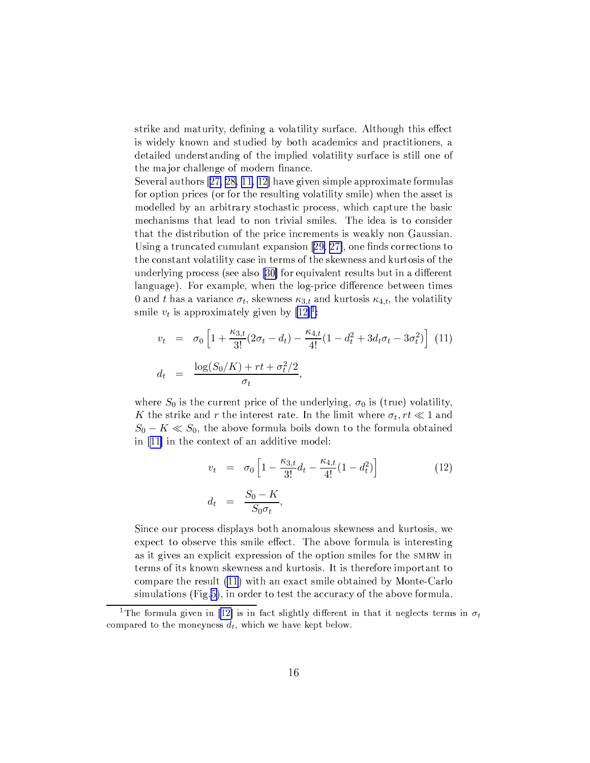strike and maturity, defining a volatility surface. Although this effect is widely known and studied by both academics and practitioners, a detailed understanding of the implied volatility surface is still one of the major challenge of modern finance.

Several authors [27, 28, 11, 12] have given simple approximate formulas for option prices (or for the resulting volatility smile) when the asset is modelled by an arbitrary stochastic process, which capture the basic mechanisms that lead to non trivial smiles. The idea is to consider that the distribution of the price increments is weakly non Gaussian. Using a truncated cumulant expansion [29, 27], one finds corrections to the constant volatility case in terms of the skewness and kurtosis of the underlying process (see also [30] for equivalent results but in a different language). For example, when the log-price difference between times 0 and $t$ has a variance $\sigma_t$, skewness $\kappa_{3,t}$ and kurtosis $\kappa_{4,t}$, the volatility smile $v_t$ is approximately given by [12][1]:

$$
\begin{aligned}
v_t &= \sigma_0 \left[ 1 + \frac{\kappa_{3,t}}{3!}(2\sigma_t - d_t) - \frac{\kappa_{4,t}}{4!}(1 - d_t^2 + 3 d_t \sigma_t - 3\sigma_t^2) \right] \quad (11) \\
d_t &= \frac{\log(S_0/K) + rt + \sigma_t^2/2}{\sigma_t},
\end{aligned}
$$

where $S_0$ is the current price of the underlying, $\sigma_0$ is (true) volatility, $K$ the strike and $r$ the interest rate. In the limit where $\sigma_t, rt \ll 1$ and $S_0 - K \ll S_0$, the above formula boils down to the formula obtained in [11] in the context of an additive model:

$$
\begin{aligned}
v_t &= \sigma_0 \left[ 1 - \frac{\kappa_{3,t}}{3!} d_t - \frac{\kappa_{4,t}}{4!}(1 - d_t^2) \right] \quad (12) \\
d_t &= \frac{S_0 - K}{S_0 \sigma_t},
\end{aligned}
$$

Since our process displays both anomalous skewness and kurtosis, we expect to observe this smile effect. The above formula is interesting as it gives an explicit expression of the option smiles for the SMRW in terms of its known skewness and kurtosis. It is therefore important to compare the result (11) with an exact smile obtained by Monte-Carlo simulations (Fig.5), in order to test the accuracy of the above formula.

[1] The formula given in [12] is in fact slightly different in that it neglects terms in $\sigma_t$ compared to the moneyness $d_t$, which we have kept below.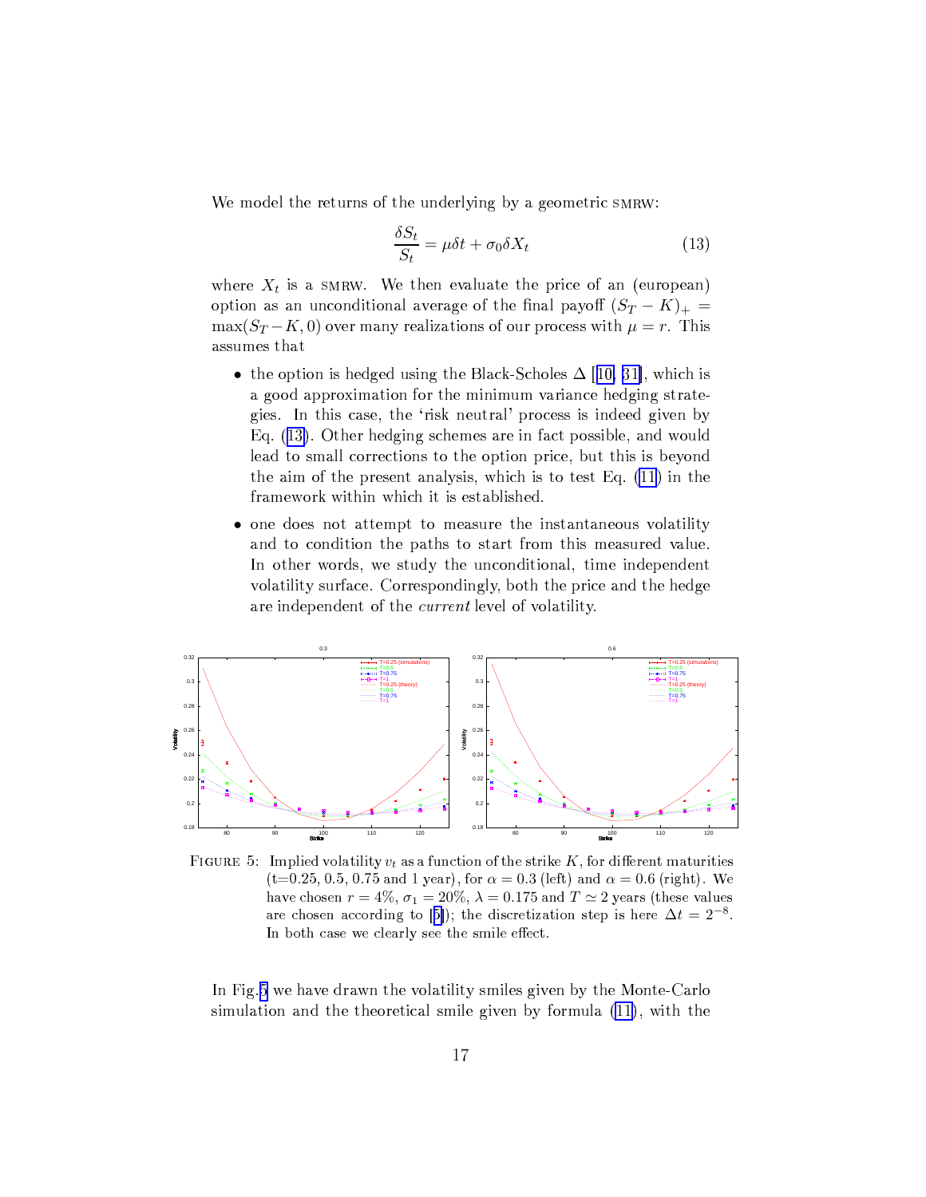We model the returns of the underlying by a geometric SMRW:

$$\frac{\delta S_t}{S_t} = \mu \delta t + \sigma_0 \delta X_t \tag{13}$$

where $X_t$ is a SMRW. We then evaluate the price of an (european) option as an unconditional average of the final payoff $(S_T - K)_+ = \max(S_T - K, 0)$ over many realizations of our process with $\mu = r$. This assumes that

- the option is hedged using the Black-Scholes $\Delta$ [10, 31], which is a good approximation for the minimum variance hedging strategies. In this case, the 'risk neutral' process is indeed given by Eq. (13). Other hedging schemes are in fact possible, and would lead to small corrections to the option price, but this is beyond the aim of the present analysis, which is to test Eq. (11) in the framework within which it is established.
- one does not attempt to measure the instantaneous volatility and to condition the paths to start from this measured value. In other words, we study the unconditional, time independent volatility surface. Correspondingly, both the price and the hedge are independent of the *current* level of volatility.

FIGURE 5: Implied volatility $v_t$ as a function of the strike $K$, for different maturities (t=0.25, 0.5, 0.75 and 1 year), for $\alpha = 0.3$ (left) and $\alpha = 0.6$ (right). We have chosen $r = 4\%$, $\sigma_1 = 20\%$, $\lambda = 0.175$ and $T \simeq 2$ years (these values are chosen according to [5]); the discretization step is here $\Delta t = 2^{-8}$. In both case we clearly see the smile effect.

In Fig.5 we have drawn the volatility smiles given by the Monte-Carlo simulation and the theoretical smile given by formula (11), with the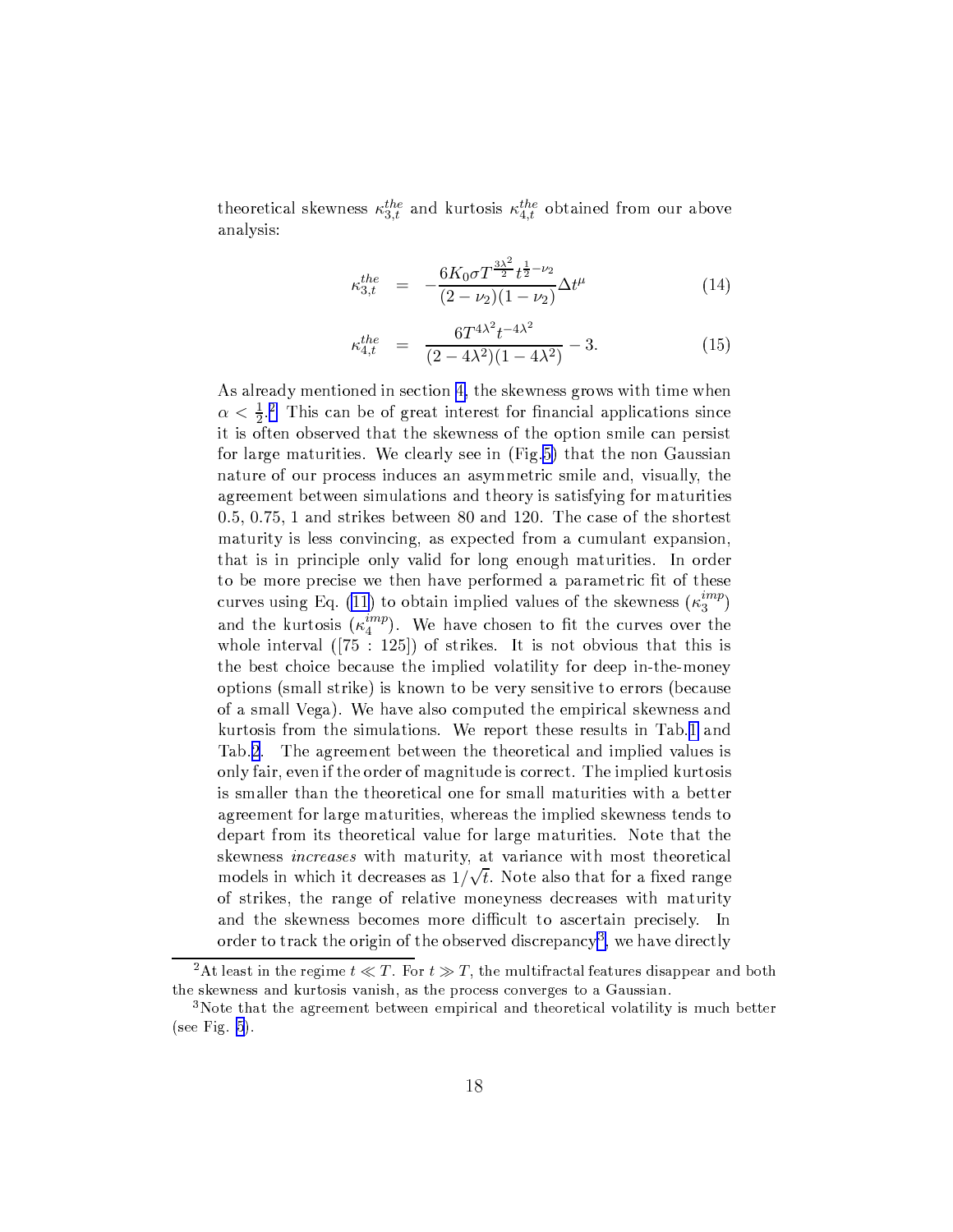theoretical skewness $\kappa_{3,t}^{the}$ and kurtosis $\kappa_{4,t}^{the}$ obtained from our above analysis:

$$\kappa_{3,t}^{the} = -\frac{6K_0 \sigma T^{\frac{3\lambda^2}{2}} t^{\frac{1}{2}-\nu_2}}{(2-\nu_2)(1-\nu_2)} \Delta t^{\mu} \tag{14}$$

$$\kappa_{4,t}^{the} = \frac{6T^{4\lambda^2} t^{-4\lambda^2}}{(2-4\lambda^2)(1-4\lambda^2)} - 3. \tag{15}$$

As already mentioned in section 4, the skewness grows with time when $\alpha < \frac{1}{2}$.[2] This can be of great interest for financial applications since it is often observed that the skewness of the option smile can persist for large maturities. We clearly see in (Fig.5) that the non Gaussian nature of our process induces an asymmetric smile and, visually, the agreement between simulations and theory is satisfying for maturities 0.5, 0.75, 1 and strikes between 80 and 120. The case of the shortest maturity is less convincing, as expected from a cumulant expansion, that is in principle only valid for long enough maturities. In order to be more precise we then have performed a parametric fit of these curves using Eq. (11) to obtain implied values of the skewness ($\kappa_3^{imp}$) and the kurtosis ($\kappa_4^{imp}$). We have chosen to fit the curves over the whole interval ([75 : 125]) of strikes. It is not obvious that this is the best choice because the implied volatility for deep in-the-money options (small strike) is known to be very sensitive to errors (because of a small Vega). We have also computed the empirical skewness and kurtosis from the simulations. We report these results in Tab.1 and Tab.2. The agreement between the theoretical and implied values is only fair, even if the order of magnitude is correct. The implied kurtosis is smaller than the theoretical one for small maturities with a better agreement for large maturities, whereas the implied skewness tends to depart from its theoretical value for large maturities. Note that the skewness *increases* with maturity, at variance with most theoretical models in which it decreases as $1/\sqrt{t}$. Note also that for a fixed range of strikes, the range of relative moneyness decreases with maturity and the skewness becomes more difficult to ascertain precisely. In order to track the origin of the observed discrepancy[3], we have directly

[2] At least in the regime $t \ll T$. For $t \gg T$, the multifractal features disappear and both the skewness and kurtosis vanish, as the process converges to a Gaussian.

[3] Note that the agreement between empirical and theoretical volatility is much better (see Fig. 5).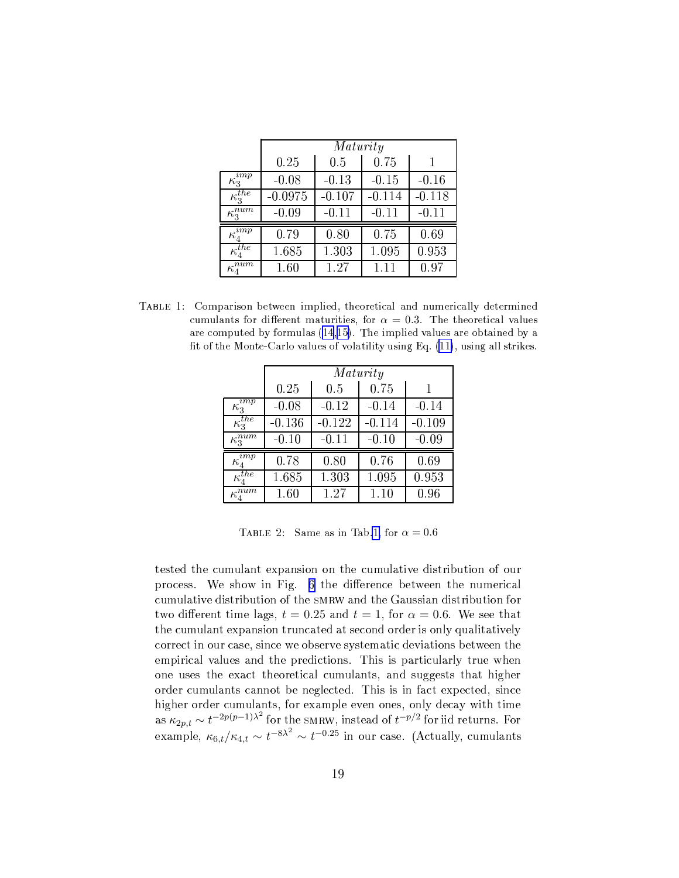| | *Maturity* | | | |
|---|---|---|---|---|
| | 0.25 | 0.5 | 0.75 | 1 |
| $\kappa_3^{imp}$ | -0.08 | -0.13 | -0.15 | -0.16 |
| $\kappa_3^{the}$ | -0.0975 | -0.107 | -0.114 | -0.118 |
| $\kappa_3^{num}$ | -0.09 | -0.11 | -0.11 | -0.11 |
| $\kappa_4^{imp}$ | 0.79 | 0.80 | 0.75 | 0.69 |
| $\kappa_4^{the}$ | 1.685 | 1.303 | 1.095 | 0.953 |
| $\kappa_4^{num}$ | 1.60 | 1.27 | 1.11 | 0.97 |

TABLE 1: Comparison between implied, theoretical and numerically determined cumulants for different maturities, for $\alpha = 0.3$. The theoretical values are computed by formulas (14,15). The implied values are obtained by a fit of the Monte-Carlo values of volatility using Eq. (11), using all strikes.

| | *Maturity* | | | |
|---|---|---|---|---|
| | 0.25 | 0.5 | 0.75 | 1 |
| $\kappa_3^{imp}$ | -0.08 | -0.12 | -0.14 | -0.14 |
| $\kappa_3^{the}$ | -0.136 | -0.122 | -0.114 | -0.109 |
| $\kappa_3^{num}$ | -0.10 | -0.11 | -0.10 | -0.09 |
| $\kappa_4^{imp}$ | 0.78 | 0.80 | 0.76 | 0.69 |
| $\kappa_4^{the}$ | 1.685 | 1.303 | 1.095 | 0.953 |
| $\kappa_4^{num}$ | 1.60 | 1.27 | 1.10 | 0.96 |

TABLE 2: Same as in Tab.1, for $\alpha = 0.6$

tested the cumulant expansion on the cumulative distribution of our process. We show in Fig. 6 the difference between the numerical cumulative distribution of the SMRW and the Gaussian distribution for two different time lags, $t = 0.25$ and $t = 1$, for $\alpha = 0.6$. We see that the cumulant expansion truncated at second order is only qualitatively correct in our case, since we observe systematic deviations between the empirical values and the predictions. This is particularly true when one uses the exact theoretical cumulants, and suggests that higher order cumulants cannot be neglected. This is in fact expected, since higher order cumulants, for example even ones, only decay with time as $\kappa_{2p,t} \sim t^{-2p(p-1)\lambda^2}$ for the SMRW, instead of $t^{-p/2}$ for iid returns. For example, $\kappa_{6,t}/\kappa_{4,t} \sim t^{-8\lambda^2} \sim t^{-0.25}$ in our case. (Actually, cumulants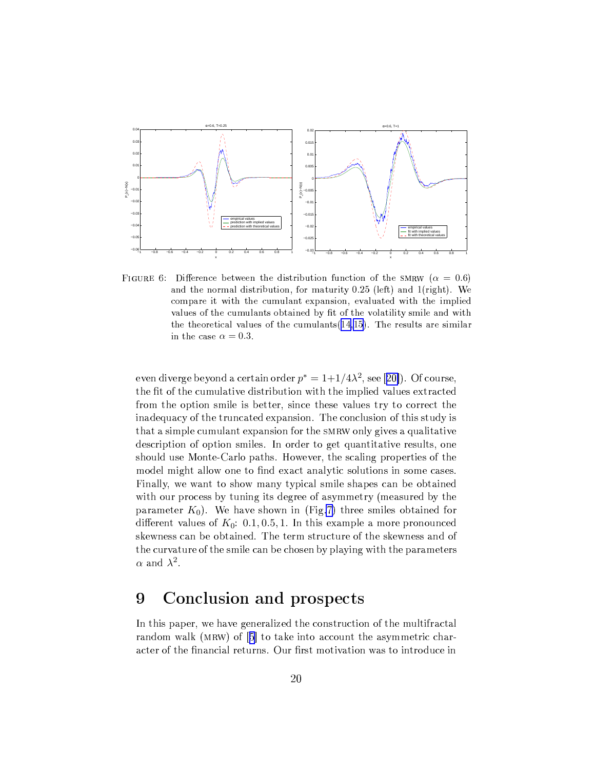FIGURE 6: Difference between the distribution function of the SMRW ($\alpha = 0.6$) and the normal distribution, for maturity 0.25 (left) and 1(right). We compare it with the cumulant expansion, evaluated with the implied values of the cumulants obtained by fit of the volatility smile and with the theoretical values of the cumulants(14,15). The results are similar in the case $\alpha = 0.3$.

even diverge beyond a certain order $p^* = 1+1/4\lambda^2$, see [20]). Of course, the fit of the cumulative distribution with the implied values extracted from the option smile is better, since these values try to correct the inadequacy of the truncated expansion. The conclusion of this study is that a simple cumulant expansion for the SMRW only gives a qualitative description of option smiles. In order to get quantitative results, one should use Monte-Carlo paths. However, the scaling properties of the model might allow one to find exact analytic solutions in some cases. Finally, we want to show many typical smile shapes can be obtained with our process by tuning its degree of asymmetry (measured by the parameter $K_0$). We have shown in (Fig.7) three smiles obtained for different values of $K_0$: $0.1, 0.5, 1$. In this example a more pronounced skewness can be obtained. The term structure of the skewness and of the curvature of the smile can be chosen by playing with the parameters $\alpha$ and $\lambda^2$.

# 9 Conclusion and prospects

In this paper, we have generalized the construction of the multifractal random walk (MRW) of [5] to take into account the asymmetric character of the financial returns. Our first motivation was to introduce in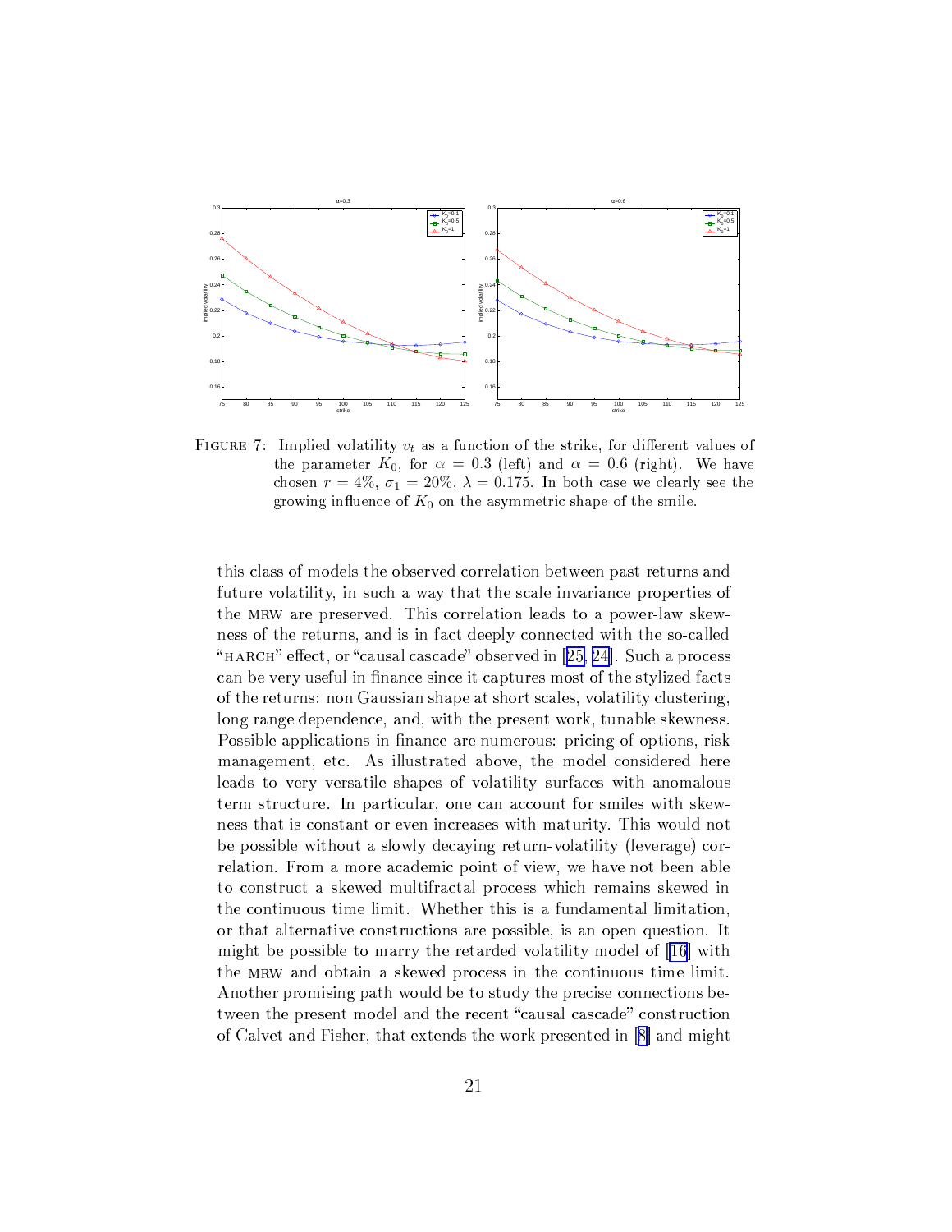FIGURE 7: Implied volatility $v_t$ as a function of the strike, for different values of the parameter $K_0$, for $\alpha = 0.3$ (left) and $\alpha = 0.6$ (right). We have chosen $r = 4\%$, $\sigma_1 = 20\%$, $\lambda = 0.175$. In both case we clearly see the growing influence of $K_0$ on the asymmetric shape of the smile.

this class of models the observed correlation between past returns and future volatility, in such a way that the scale invariance properties of the MRW are preserved. This correlation leads to a power-law skewness of the returns, and is in fact deeply connected with the so-called "HARCH" effect, or "causal cascade" observed in [25, 24]. Such a process can be very useful in finance since it captures most of the stylized facts of the returns: non Gaussian shape at short scales, volatility clustering, long range dependence, and, with the present work, tunable skewness. Possible applications in finance are numerous: pricing of options, risk management, etc. As illustrated above, the model considered here leads to very versatile shapes of volatility surfaces with anomalous term structure. In particular, one can account for smiles with skewness that is constant or even increases with maturity. This would not be possible without a slowly decaying return-volatility (leverage) correlation. From a more academic point of view, we have not been able to construct a skewed multifractal process which remains skewed in the continuous time limit. Whether this is a fundamental limitation, or that alternative constructions are possible, is an open question. It might be possible to marry the retarded volatility model of [16] with the MRW and obtain a skewed process in the continuous time limit. Another promising path would be to study the precise connections between the present model and the recent "causal cascade" construction of Calvet and Fisher, that extends the work presented in [8] and might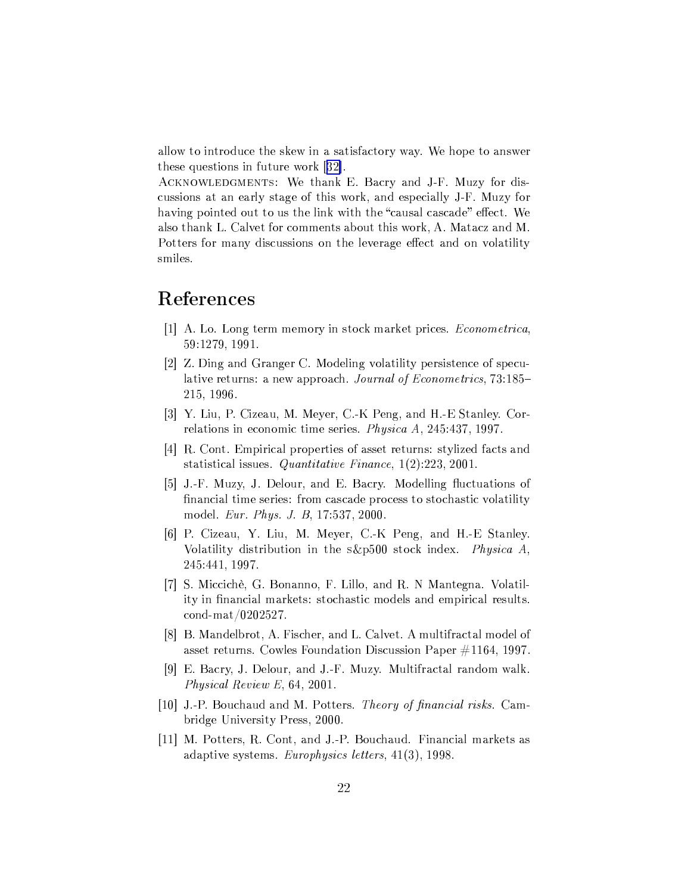allow to introduce the skew in a satisfactory way. We hope to answer these questions in future work [32].

ACKNOWLEDGMENTS: We thank E. Bacry and J-F. Muzy for discussions at an early stage of this work, and especially J-F. Muzy for having pointed out to us the link with the "causal cascade" effect. We also thank L. Calvet for comments about this work, A. Matacz and M. Potters for many discussions on the leverage effect and on volatility smiles.

# References

[1] A. Lo. Long term memory in stock market prices. *Econometrica*, 59:1279, 1991.

[2] Z. Ding and Granger C. Modeling volatility persistence of speculative returns: a new approach. *Journal of Econometrics*, 73:185–215, 1996.

[3] Y. Liu, P. Cizeau, M. Meyer, C.-K Peng, and H.-E Stanley. Correlations in economic time series. *Physica A*, 245:437, 1997.

[4] R. Cont. Empirical properties of asset returns: stylized facts and statistical issues. *Quantitative Finance*, 1(2):223, 2001.

[5] J.-F. Muzy, J. Delour, and E. Bacry. Modelling fluctuations of financial time series: from cascade process to stochastic volatility model. *Eur. Phys. J. B*, 17:537, 2000.

[6] P. Cizeau, Y. Liu, M. Meyer, C.-K Peng, and H.-E Stanley. Volatility distribution in the s&p500 stock index. *Physica A*, 245:441, 1997.

[7] S. Miccichè, G. Bonanno, F. Lillo, and R. N Mantegna. Volatility in financial markets: stochastic models and empirical results. cond-mat/0202527.

[8] B. Mandelbrot, A. Fischer, and L. Calvet. A multifractal model of asset returns. Cowles Foundation Discussion Paper #1164, 1997.

[9] E. Bacry, J. Delour, and J.-F. Muzy. Multifractal random walk. *Physical Review E*, 64, 2001.

[10] J.-P. Bouchaud and M. Potters. *Theory of financial risks*. Cambridge University Press, 2000.

[11] M. Potters, R. Cont, and J.-P. Bouchaud. Financial markets as adaptive systems. *Europhysics letters*, 41(3), 1998.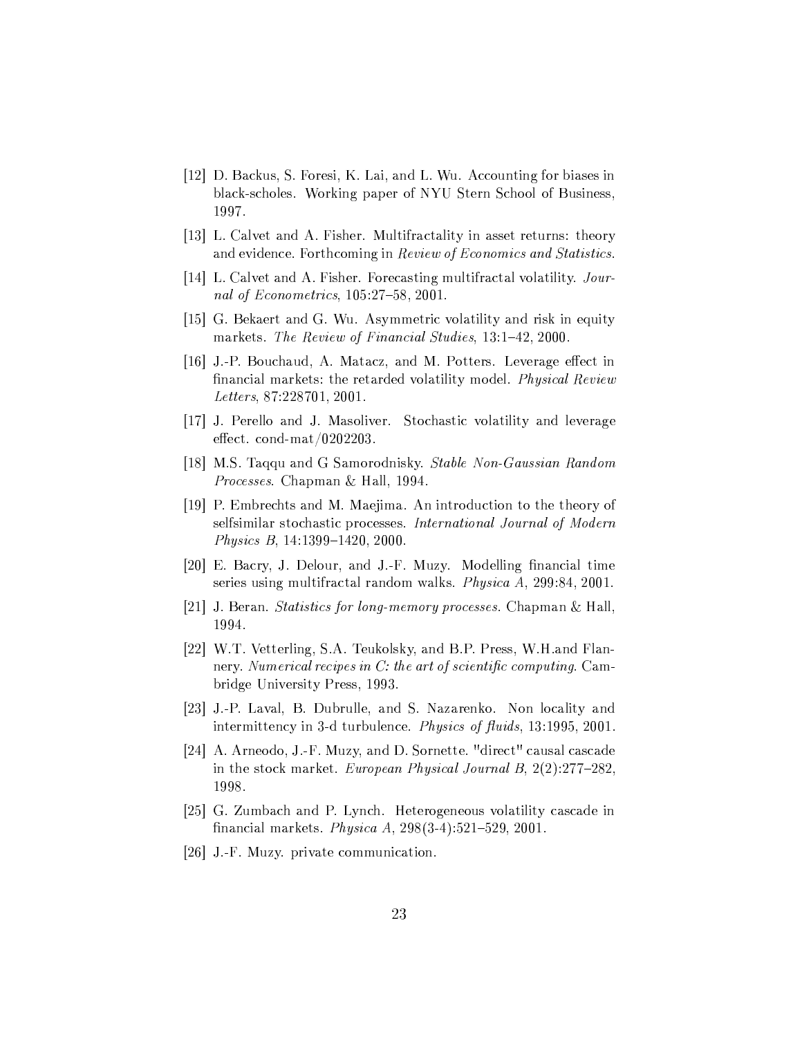[12] D. Backus, S. Foresi, K. Lai, and L. Wu. Accounting for biases in black-scholes. Working paper of NYU Stern School of Business, 1997.

[13] L. Calvet and A. Fisher. Multifractality in asset returns: theory and evidence. Forthcoming in *Review of Economics and Statistics*.

[14] L. Calvet and A. Fisher. Forecasting multifractal volatility. *Journal of Econometrics*, 105:27–58, 2001.

[15] G. Bekaert and G. Wu. Asymmetric volatility and risk in equity markets. *The Review of Financial Studies*, 13:1–42, 2000.

[16] J.-P. Bouchaud, A. Matacz, and M. Potters. Leverage effect in financial markets: the retarded volatility model. *Physical Review Letters*, 87:228701, 2001.

[17] J. Perello and J. Masoliver. Stochastic volatility and leverage effect. cond-mat/0202203.

[18] M.S. Taqqu and G Samorodnisky. *Stable Non-Gaussian Random Processes*. Chapman & Hall, 1994.

[19] P. Embrechts and M. Maejima. An introduction to the theory of selfsimilar stochastic processes. *International Journal of Modern Physics B*, 14:1399–1420, 2000.

[20] E. Bacry, J. Delour, and J.-F. Muzy. Modelling financial time series using multifractal random walks. *Physica A*, 299:84, 2001.

[21] J. Beran. *Statistics for long-memory processes*. Chapman & Hall, 1994.

[22] W.T. Vetterling, S.A. Teukolsky, and B.P. Press, W.H.and Flannery. *Numerical recipes in C: the art of scientific computing*. Cambridge University Press, 1993.

[23] J.-P. Laval, B. Dubrulle, and S. Nazarenko. Non locality and intermittency in 3-d turbulence. *Physics of fluids*, 13:1995, 2001.

[24] A. Arneodo, J.-F. Muzy, and D. Sornette. "direct" causal cascade in the stock market. *European Physical Journal B*, 2(2):277–282, 1998.

[25] G. Zumbach and P. Lynch. Heterogeneous volatility cascade in financial markets. *Physica A*, 298(3-4):521–529, 2001.

[26] J.-F. Muzy. private communication.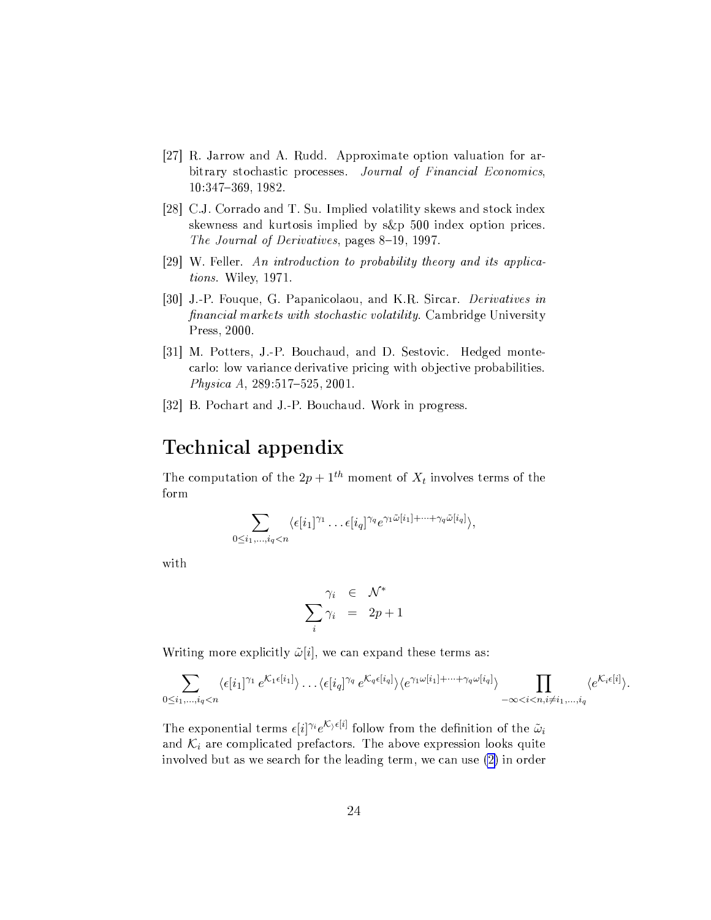[27] R. Jarrow and A. Rudd. Approximate option valuation for arbitrary stochastic processes. *Journal of Financial Economics*, 10:347–369, 1982.

[28] C.J. Corrado and T. Su. Implied volatility skews and stock index skewness and kurtosis implied by s&p 500 index option prices. *The Journal of Derivatives*, pages 8–19, 1997.

[29] W. Feller. *An introduction to probability theory and its applications*. Wiley, 1971.

[30] J.-P. Fouque, G. Papanicolaou, and K.R. Sircar. *Derivatives in financial markets with stochastic volatility*. Cambridge University Press, 2000.

[31] M. Potters, J.-P. Bouchaud, and D. Sestovic. Hedged monte-carlo: low variance derivative pricing with objective probabilities. *Physica A*, 289:517–525, 2001.

[32] B. Pochart and J.-P. Bouchaud. Work in progress.

# Technical appendix

The computation of the $2p+1^{th}$ moment of $X_t$ involves terms of the form

$$\sum_{0 \leq i_1, \ldots, i_q < n} \langle \epsilon[i_1]^{\gamma_1} \ldots \epsilon[i_q]^{\gamma_q} e^{\gamma_1 \tilde{\omega}[i_1] + \cdots + \gamma_q \tilde{\omega}[i_q]} \rangle,$$

with

$$\begin{aligned} \gamma_i &\in \mathcal{N}^* \\ \sum_i \gamma_i &= 2p+1 \end{aligned}$$

Writing more explicitly $\tilde{\omega}[i]$, we can expand these terms as:

$$\sum_{0 \leq i_1, \ldots, i_q < n} \langle \epsilon[i_1]^{\gamma_1} \, e^{\mathcal{K}_1 \epsilon[i_1]} \rangle \ldots \langle \epsilon[i_q]^{\gamma_q} \, e^{\mathcal{K}_q \epsilon[i_q]} \rangle \langle e^{\gamma_1 \omega[i_1] + \cdots + \gamma_q \omega[i_q]} \rangle \prod_{-\infty < i < n, i \neq i_1, \ldots, i_q} \langle e^{\mathcal{K}_i \epsilon[i]} \rangle.$$

The exponential terms $\epsilon[i]^{\gamma_i} e^{\mathcal{K}_i \epsilon[i]}$ follow from the definition of the $\tilde{\omega}_i$ and $\mathcal{K}_i$ are complicated prefactors. The above expression looks quite involved but as we search for the leading term, we can use (2) in order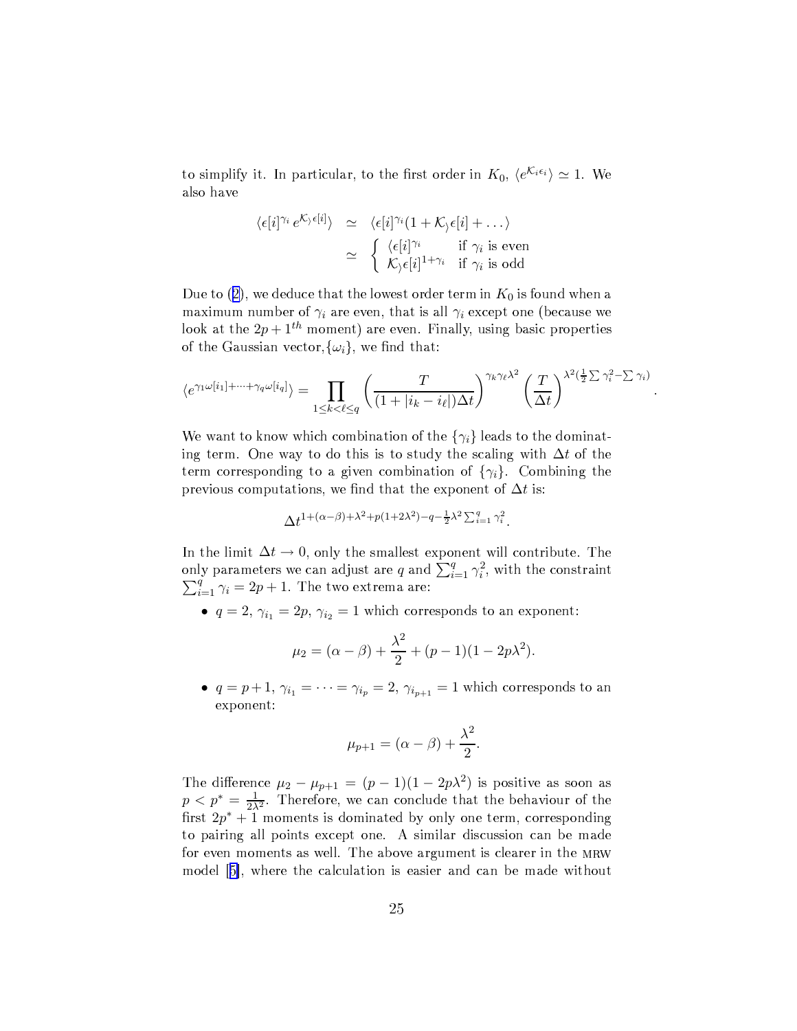to simplify it. In particular, to the first order in $K_0$, $\langle e^{\mathcal{K}_i \epsilon_i} \rangle \simeq 1$. We also have

$$
\begin{aligned}
\langle \epsilon[i]^{\gamma_i} e^{\mathcal{K}_\rangle \epsilon[i]} \rangle &\simeq \langle \epsilon[i]^{\gamma_i} (1 + \mathcal{K}_\rangle \epsilon[i] + \dots \rangle \\
&\simeq \begin{cases} \langle \epsilon[i]^{\gamma_i} & \text{if } \gamma_i \text{ is even} \\ \mathcal{K}_\rangle \epsilon[i]^{1+\gamma_i} & \text{if } \gamma_i \text{ is odd} \end{cases}
\end{aligned}
$$

Due to (2), we deduce that the lowest order term in $K_0$ is found when a maximum number of $\gamma_i$ are even, that is all $\gamma_i$ except one (because we look at the $2p+1^{th}$ moment) are even. Finally, using basic properties of the Gaussian vector, $\{\omega_i\}$, we find that:

$$
\langle e^{\gamma_1 \omega[i_1] + \dots + \gamma_q \omega[i_q]} \rangle = \prod_{1 \le k < \ell \le q} \left( \frac{T}{(1 + |i_k - i_\ell|) \Delta t} \right)^{\gamma_k \gamma_\ell \lambda^2} \left( \frac{T}{\Delta t} \right)^{\lambda^2 (\frac{1}{2} \sum \gamma_i^2 - \sum \gamma_i)}.
$$

We want to know which combination of the $\{\gamma_i\}$ leads to the dominating term. One way to do this is to study the scaling with $\Delta t$ of the term corresponding to a given combination of $\{\gamma_i\}$. Combining the previous computations, we find that the exponent of $\Delta t$ is:

$$
\Delta t^{1 + (\alpha - \beta) + \lambda^2 + p(1 + 2\lambda^2) - q - \frac{1}{2} \lambda^2 \sum_{i=1}^q \gamma_i^2}.
$$

In the limit $\Delta t \to 0$, only the smallest exponent will contribute. The only parameters we can adjust are $q$ and $\sum_{i=1}^q \gamma_i^2$, with the constraint $\sum_{i=1}^q \gamma_i = 2p + 1$. The two extrema are:

- $q = 2$, $\gamma_{i_1} = 2p$, $\gamma_{i_2} = 1$ which corresponds to an exponent:

$$
\mu_2 = (\alpha - \beta) + \frac{\lambda^2}{2} + (p - 1)(1 - 2p\lambda^2).
$$

- $q = p+1$, $\gamma_{i_1} = \dots = \gamma_{i_p} = 2$, $\gamma_{i_{p+1}} = 1$ which corresponds to an exponent:

$$
\mu_{p+1} = (\alpha - \beta) + \frac{\lambda^2}{2}.
$$

The difference $\mu_2 - \mu_{p+1} = (p-1)(1 - 2p\lambda^2)$ is positive as soon as $p < p^* = \frac{1}{2\lambda^2}$. Therefore, we can conclude that the behaviour of the first $2p^* + 1$ moments is dominated by only one term, corresponding to pairing all points except one. A similar discussion can be made for even moments as well. The above argument is clearer in the MRW model [5], where the calculation is easier and can be made without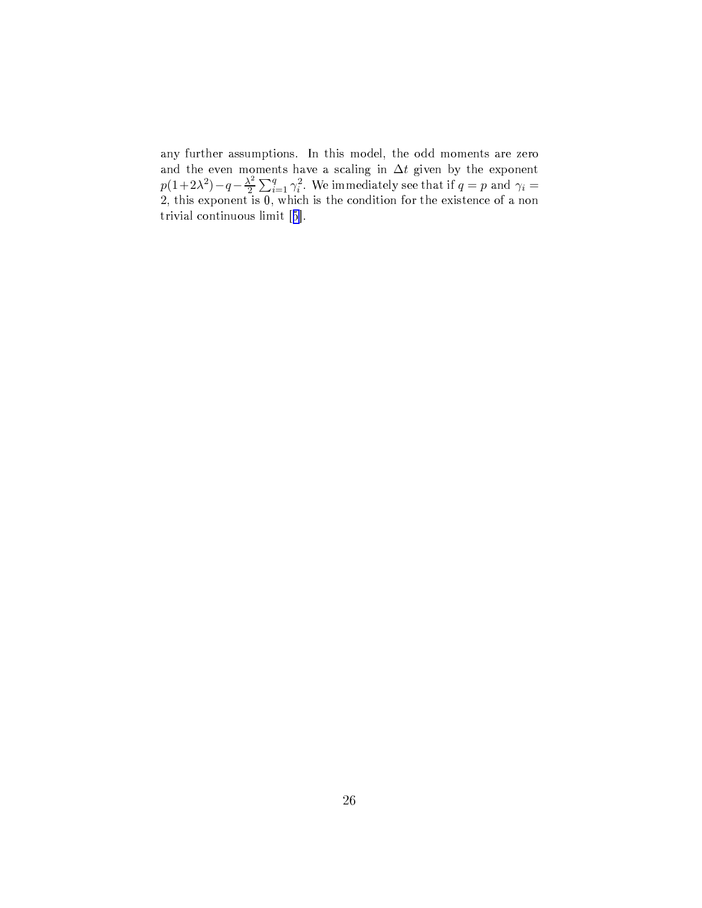any further assumptions. In this model, the odd moments are zero and the even moments have a scaling in $\Delta t$ given by the exponent $p(1+2\lambda^2) - q - \frac{\lambda^2}{2}\sum_{i=1}^{q}\gamma_i^2$. We immediately see that if $q = p$ and $\gamma_i = 2$, this exponent is 0, which is the condition for the existence of a non trivial continuous limit [5].